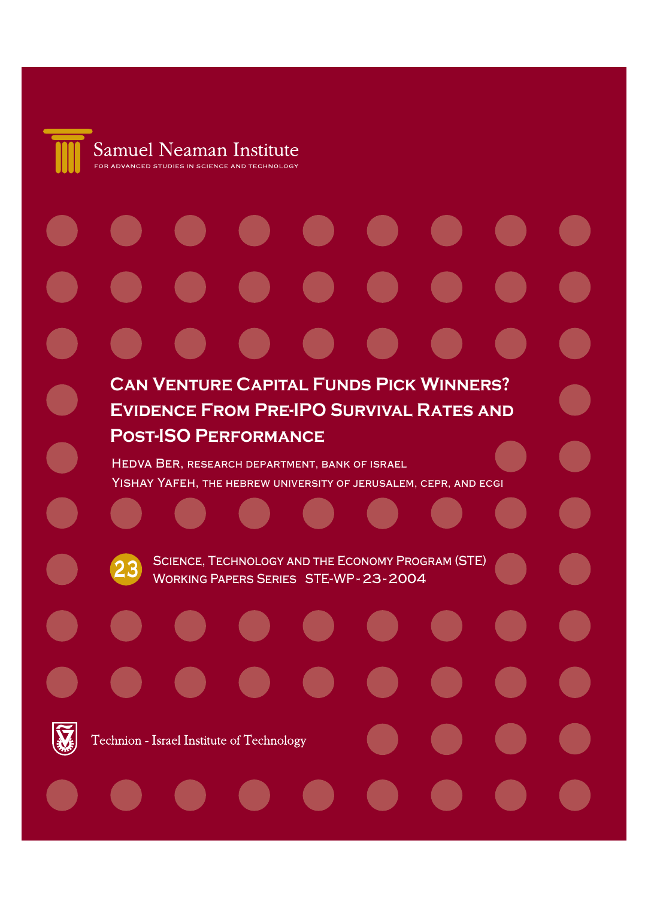Samuel Neaman Institute

FOR ADVANCED STUDIES IN SCIENCE AND TECHNOLOGY

# Can Venture Capital Funds Pick Winners? Evidence From Pre-IPO Survival Rates and Post-ISO Performance

Hedva Ber, Research Department, Bank of Israel

Yishay Yafeh, The Hebrew University of Jerusalem, CEPR, and ECGI

23 Science, Technology and the Economy Program (STE)

Working Papers Series STE-WP-23-2004

Technion - Israel Institute of Technology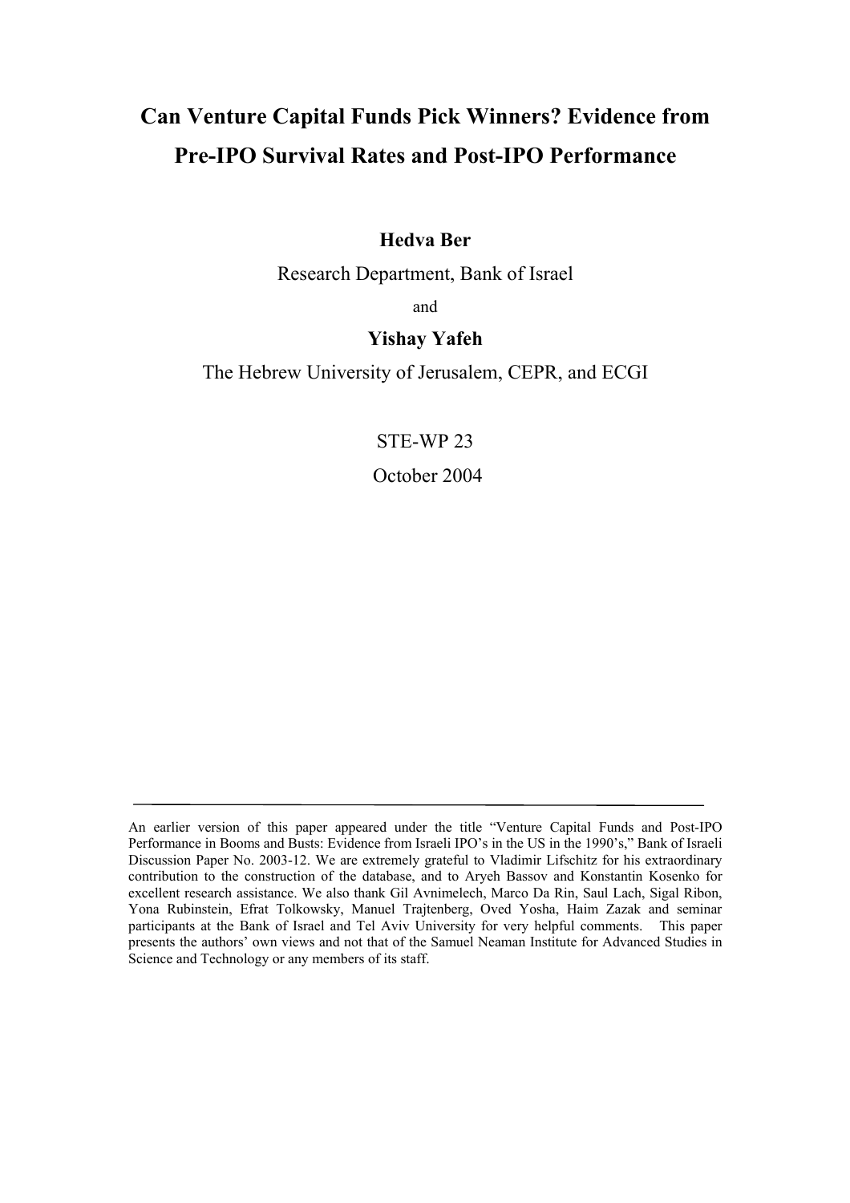# Can Venture Capital Funds Pick Winners? Evidence from Pre-IPO Survival Rates and Post-IPO Performance

**Hedva Ber**

Research Department, Bank of Israel

and

**Yishay Yafeh**

The Hebrew University of Jerusalem, CEPR, and ECGI

STE-WP 23

October 2004

---

An earlier version of this paper appeared under the title "Venture Capital Funds and Post-IPO Performance in Booms and Busts: Evidence from Israeli IPO's in the US in the 1990's," Bank of Israeli Discussion Paper No. 2003-12. We are extremely grateful to Vladimir Lifschitz for his extraordinary contribution to the construction of the database, and to Aryeh Bassov and Konstantin Kosenko for excellent research assistance. We also thank Gil Avnimelech, Marco Da Rin, Saul Lach, Sigal Ribon, Yona Rubinstein, Efrat Tolkowsky, Manuel Trajtenberg, Oved Yosha, Haim Zazak and seminar participants at the Bank of Israel and Tel Aviv University for very helpful comments. This paper presents the authors' own views and not that of the Samuel Neaman Institute for Advanced Studies in Science and Technology or any members of its staff.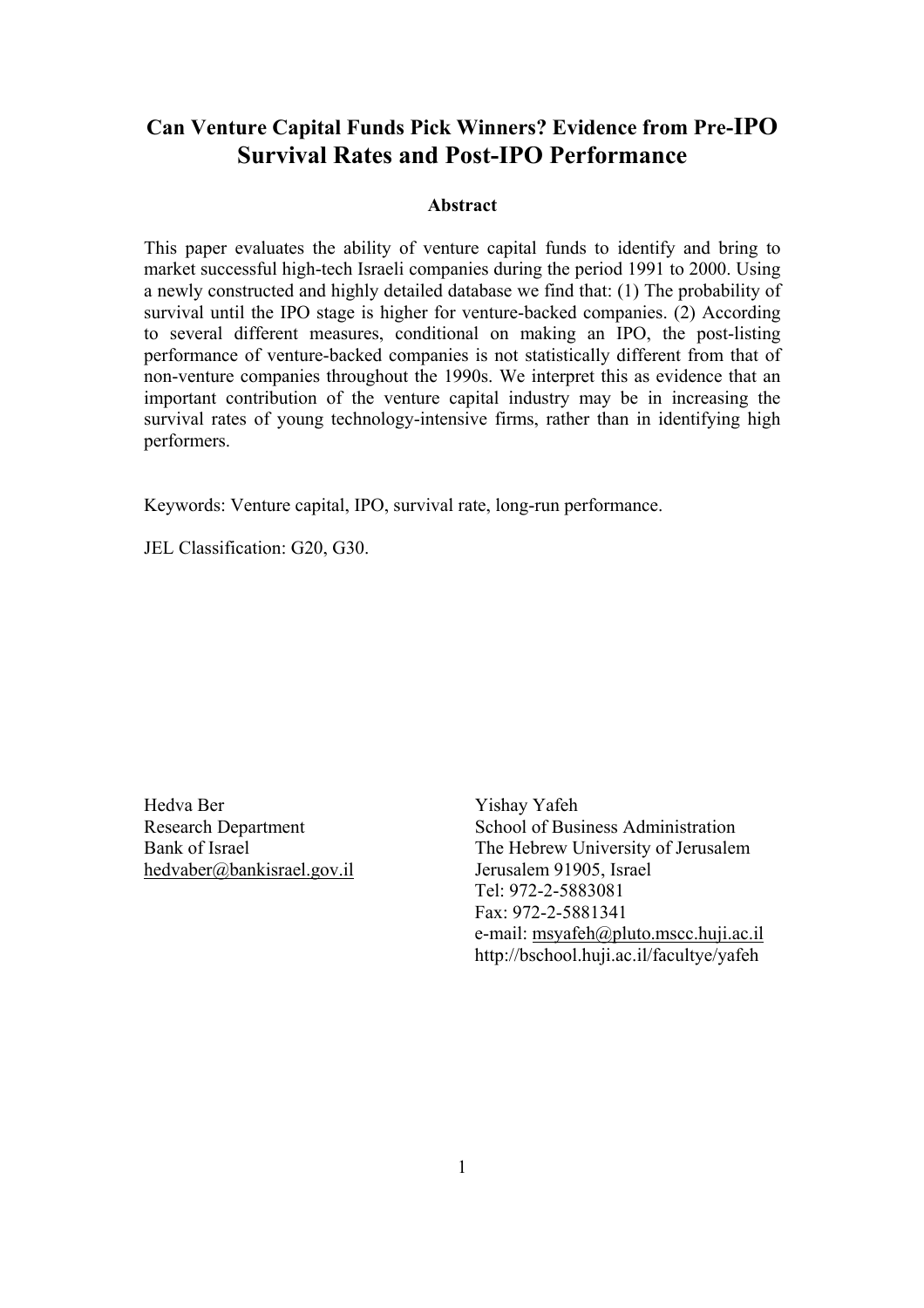# Can Venture Capital Funds Pick Winners? Evidence from Pre-IPO Survival Rates and Post-IPO Performance

### Abstract

This paper evaluates the ability of venture capital funds to identify and bring to market successful high-tech Israeli companies during the period 1991 to 2000. Using a newly constructed and highly detailed database we find that: (1) The probability of survival until the IPO stage is higher for venture-backed companies. (2) According to several different measures, conditional on making an IPO, the post-listing performance of venture-backed companies is not statistically different from that of non-venture companies throughout the 1990s. We interpret this as evidence that an important contribution of the venture capital industry may be in increasing the survival rates of young technology-intensive firms, rather than in identifying high performers.

Keywords: Venture capital, IPO, survival rate, long-run performance.

JEL Classification: G20, G30.

Hedva Ber
Research Department
Bank of Israel
hedvaber@bankisrael.gov.il

Yishay Yafeh
School of Business Administration
The Hebrew University of Jerusalem
Jerusalem 91905, Israel
Tel: 972-2-5883081
Fax: 972-2-5881341
e-mail: msyafeh@pluto.mscc.huji.ac.il
http://bschool.huji.ac.il/facultye/yafeh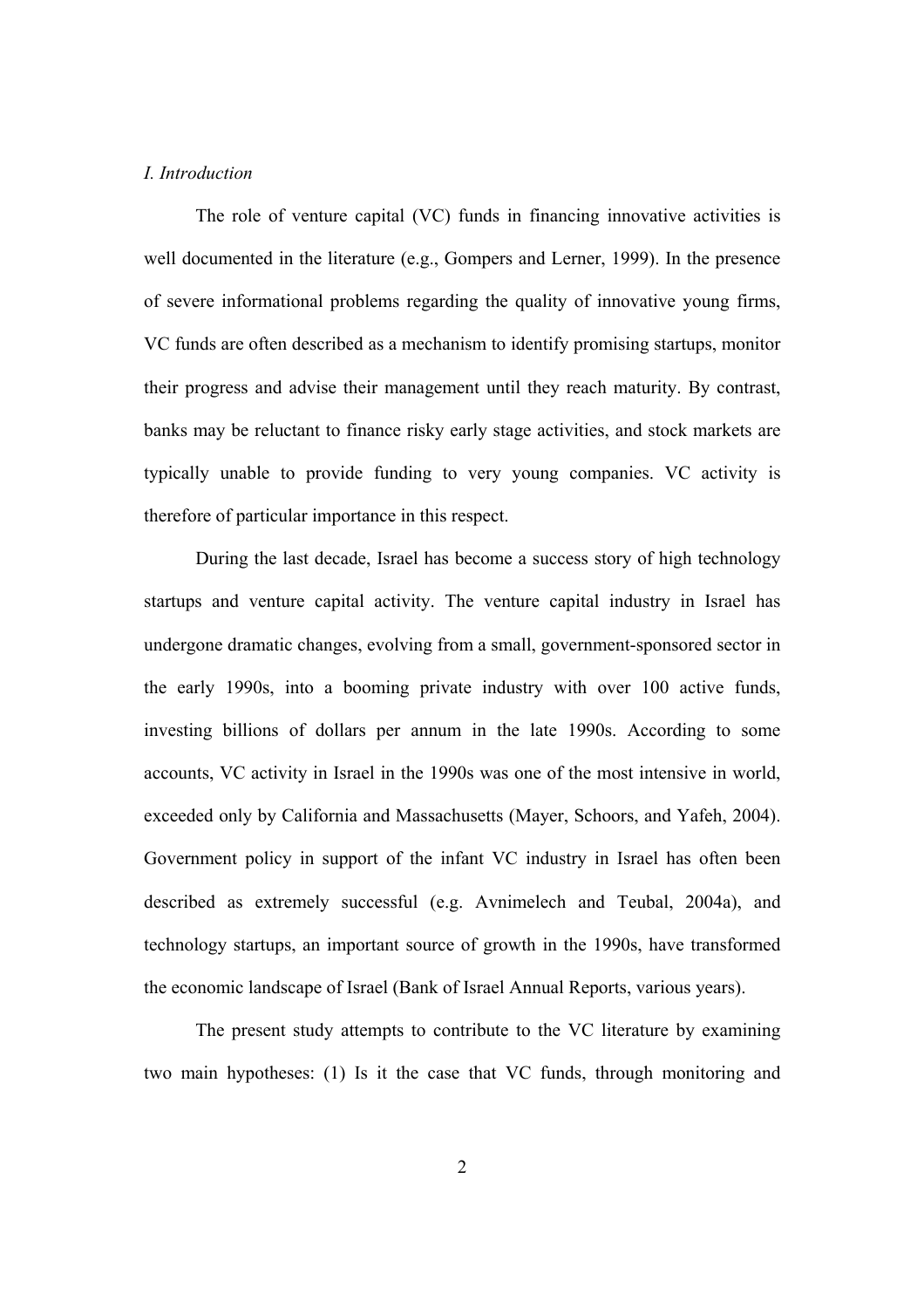## *I. Introduction*

The role of venture capital (VC) funds in financing innovative activities is well documented in the literature (e.g., Gompers and Lerner, 1999). In the presence of severe informational problems regarding the quality of innovative young firms, VC funds are often described as a mechanism to identify promising startups, monitor their progress and advise their management until they reach maturity. By contrast, banks may be reluctant to finance risky early stage activities, and stock markets are typically unable to provide funding to very young companies. VC activity is therefore of particular importance in this respect.

During the last decade, Israel has become a success story of high technology startups and venture capital activity. The venture capital industry in Israel has undergone dramatic changes, evolving from a small, government-sponsored sector in the early 1990s, into a booming private industry with over 100 active funds, investing billions of dollars per annum in the late 1990s. According to some accounts, VC activity in Israel in the 1990s was one of the most intensive in world, exceeded only by California and Massachusetts (Mayer, Schoors, and Yafeh, 2004). Government policy in support of the infant VC industry in Israel has often been described as extremely successful (e.g. Avnimelech and Teubal, 2004a), and technology startups, an important source of growth in the 1990s, have transformed the economic landscape of Israel (Bank of Israel Annual Reports, various years).

The present study attempts to contribute to the VC literature by examining two main hypotheses: (1) Is it the case that VC funds, through monitoring and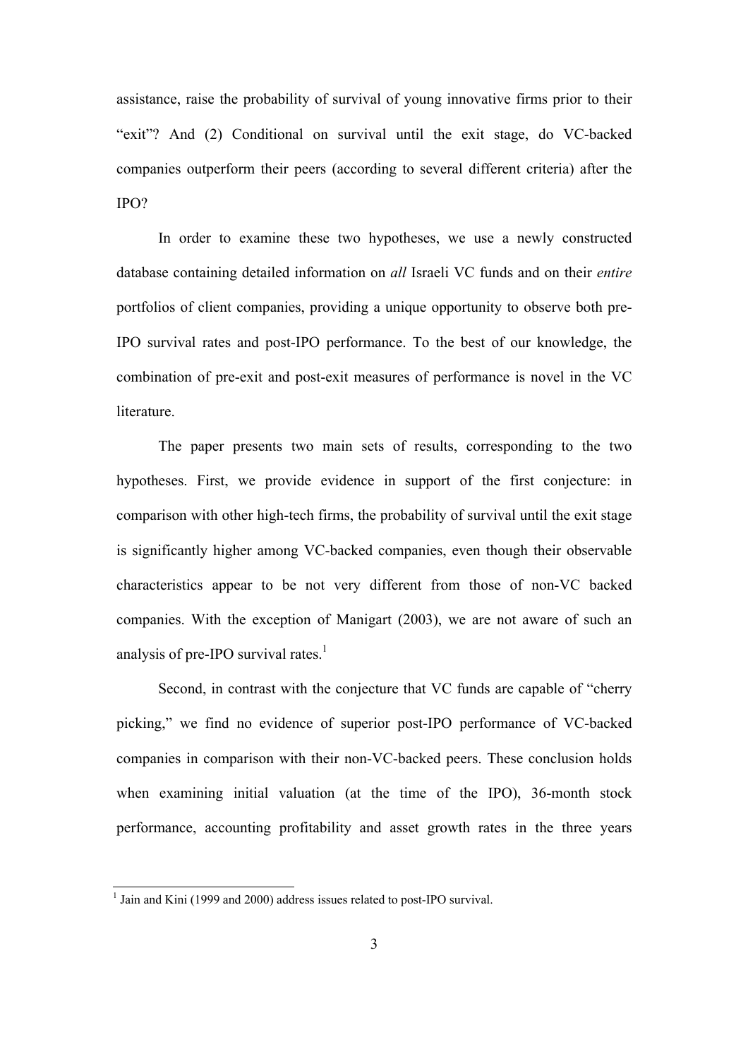assistance, raise the probability of survival of young innovative firms prior to their "exit"? And (2) Conditional on survival until the exit stage, do VC-backed companies outperform their peers (according to several different criteria) after the IPO?

In order to examine these two hypotheses, we use a newly constructed database containing detailed information on *all* Israeli VC funds and on their *entire* portfolios of client companies, providing a unique opportunity to observe both pre-IPO survival rates and post-IPO performance. To the best of our knowledge, the combination of pre-exit and post-exit measures of performance is novel in the VC literature.

The paper presents two main sets of results, corresponding to the two hypotheses. First, we provide evidence in support of the first conjecture: in comparison with other high-tech firms, the probability of survival until the exit stage is significantly higher among VC-backed companies, even though their observable characteristics appear to be not very different from those of non-VC backed companies. With the exception of Manigart (2003), we are not aware of such an analysis of pre-IPO survival rates.[1]

Second, in contrast with the conjecture that VC funds are capable of "cherry picking," we find no evidence of superior post-IPO performance of VC-backed companies in comparison with their non-VC-backed peers. These conclusion holds when examining initial valuation (at the time of the IPO), 36-month stock performance, accounting profitability and asset growth rates in the three years

[1] Jain and Kini (1999 and 2000) address issues related to post-IPO survival.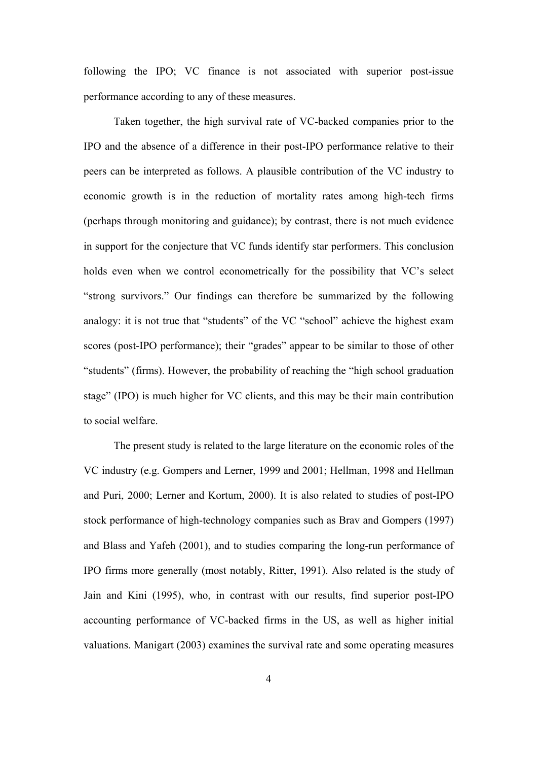following the IPO; VC finance is not associated with superior post-issue performance according to any of these measures.

Taken together, the high survival rate of VC-backed companies prior to the IPO and the absence of a difference in their post-IPO performance relative to their peers can be interpreted as follows. A plausible contribution of the VC industry to economic growth is in the reduction of mortality rates among high-tech firms (perhaps through monitoring and guidance); by contrast, there is not much evidence in support for the conjecture that VC funds identify star performers. This conclusion holds even when we control econometrically for the possibility that VC's select "strong survivors." Our findings can therefore be summarized by the following analogy: it is not true that "students" of the VC "school" achieve the highest exam scores (post-IPO performance); their "grades" appear to be similar to those of other "students" (firms). However, the probability of reaching the "high school graduation stage" (IPO) is much higher for VC clients, and this may be their main contribution to social welfare.

The present study is related to the large literature on the economic roles of the VC industry (e.g. Gompers and Lerner, 1999 and 2001; Hellman, 1998 and Hellman and Puri, 2000; Lerner and Kortum, 2000). It is also related to studies of post-IPO stock performance of high-technology companies such as Brav and Gompers (1997) and Blass and Yafeh (2001), and to studies comparing the long-run performance of IPO firms more generally (most notably, Ritter, 1991). Also related is the study of Jain and Kini (1995), who, in contrast with our results, find superior post-IPO accounting performance of VC-backed firms in the US, as well as higher initial valuations. Manigart (2003) examines the survival rate and some operating measures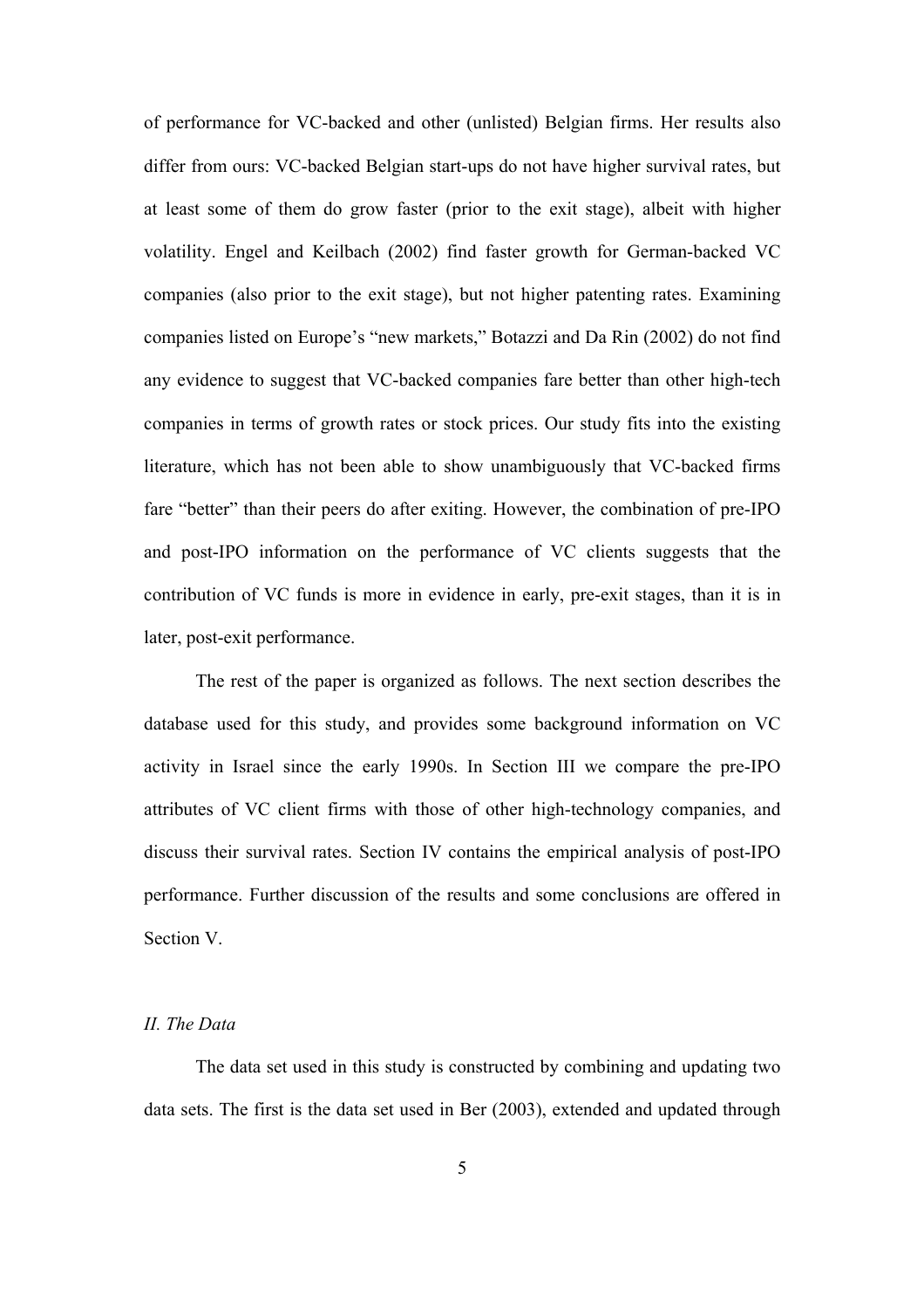of performance for VC-backed and other (unlisted) Belgian firms. Her results also differ from ours: VC-backed Belgian start-ups do not have higher survival rates, but at least some of them do grow faster (prior to the exit stage), albeit with higher volatility. Engel and Keilbach (2002) find faster growth for German-backed VC companies (also prior to the exit stage), but not higher patenting rates. Examining companies listed on Europe's "new markets," Botazzi and Da Rin (2002) do not find any evidence to suggest that VC-backed companies fare better than other high-tech companies in terms of growth rates or stock prices. Our study fits into the existing literature, which has not been able to show unambiguously that VC-backed firms fare "better" than their peers do after exiting. However, the combination of pre-IPO and post-IPO information on the performance of VC clients suggests that the contribution of VC funds is more in evidence in early, pre-exit stages, than it is in later, post-exit performance.

The rest of the paper is organized as follows. The next section describes the database used for this study, and provides some background information on VC activity in Israel since the early 1990s. In Section III we compare the pre-IPO attributes of VC client firms with those of other high-technology companies, and discuss their survival rates. Section IV contains the empirical analysis of post-IPO performance. Further discussion of the results and some conclusions are offered in Section V.

## *II. The Data*

The data set used in this study is constructed by combining and updating two data sets. The first is the data set used in Ber (2003), extended and updated through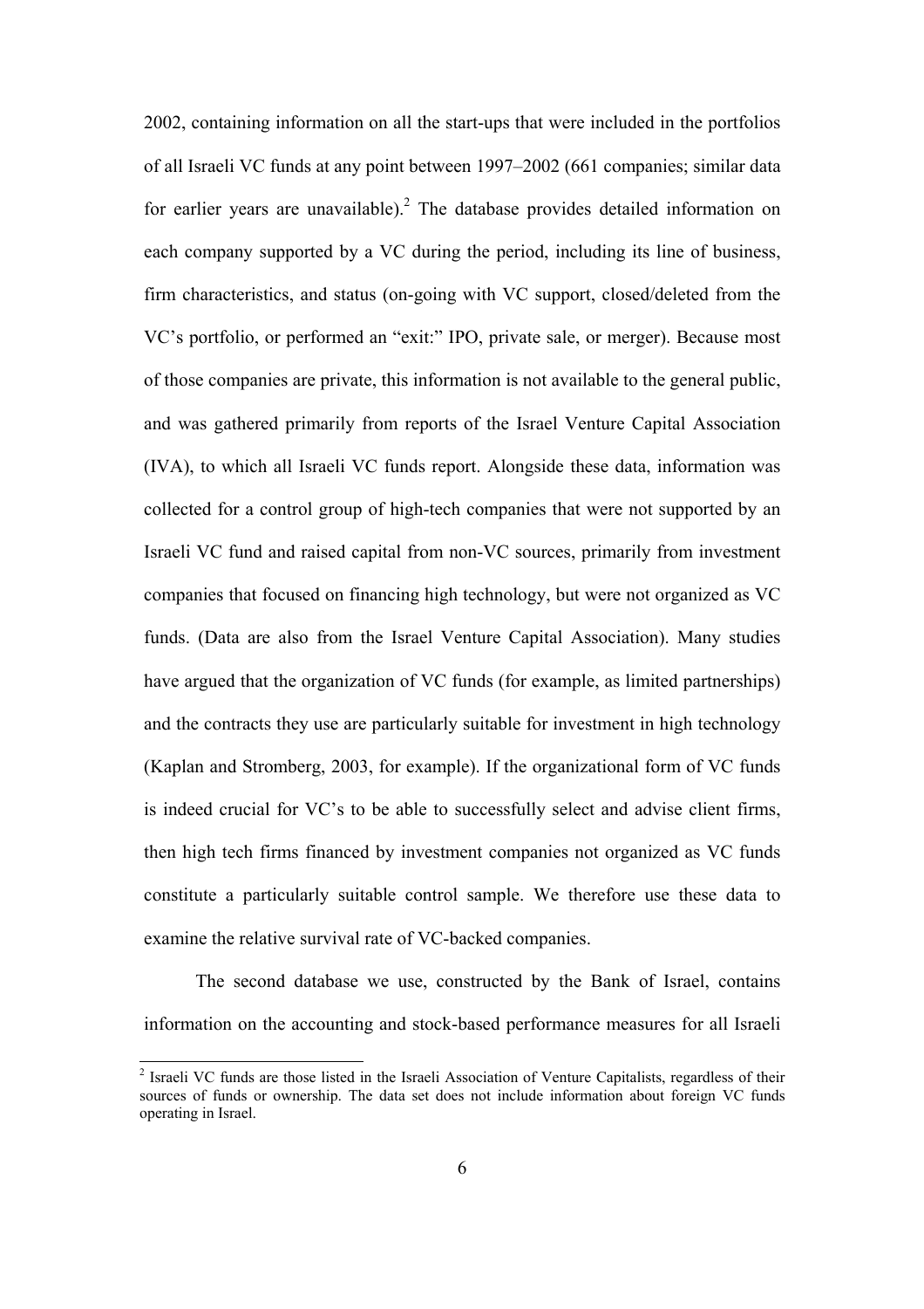2002, containing information on all the start-ups that were included in the portfolios of all Israeli VC funds at any point between 1997–2002 (661 companies; similar data for earlier years are unavailable).[2] The database provides detailed information on each company supported by a VC during the period, including its line of business, firm characteristics, and status (on-going with VC support, closed/deleted from the VC's portfolio, or performed an "exit:" IPO, private sale, or merger). Because most of those companies are private, this information is not available to the general public, and was gathered primarily from reports of the Israel Venture Capital Association (IVA), to which all Israeli VC funds report. Alongside these data, information was collected for a control group of high-tech companies that were not supported by an Israeli VC fund and raised capital from non-VC sources, primarily from investment companies that focused on financing high technology, but were not organized as VC funds. (Data are also from the Israel Venture Capital Association). Many studies have argued that the organization of VC funds (for example, as limited partnerships) and the contracts they use are particularly suitable for investment in high technology (Kaplan and Stromberg, 2003, for example). If the organizational form of VC funds is indeed crucial for VC's to be able to successfully select and advise client firms, then high tech firms financed by investment companies not organized as VC funds constitute a particularly suitable control sample. We therefore use these data to examine the relative survival rate of VC-backed companies.

The second database we use, constructed by the Bank of Israel, contains information on the accounting and stock-based performance measures for all Israeli

[2] Israeli VC funds are those listed in the Israeli Association of Venture Capitalists, regardless of their sources of funds or ownership. The data set does not include information about foreign VC funds operating in Israel.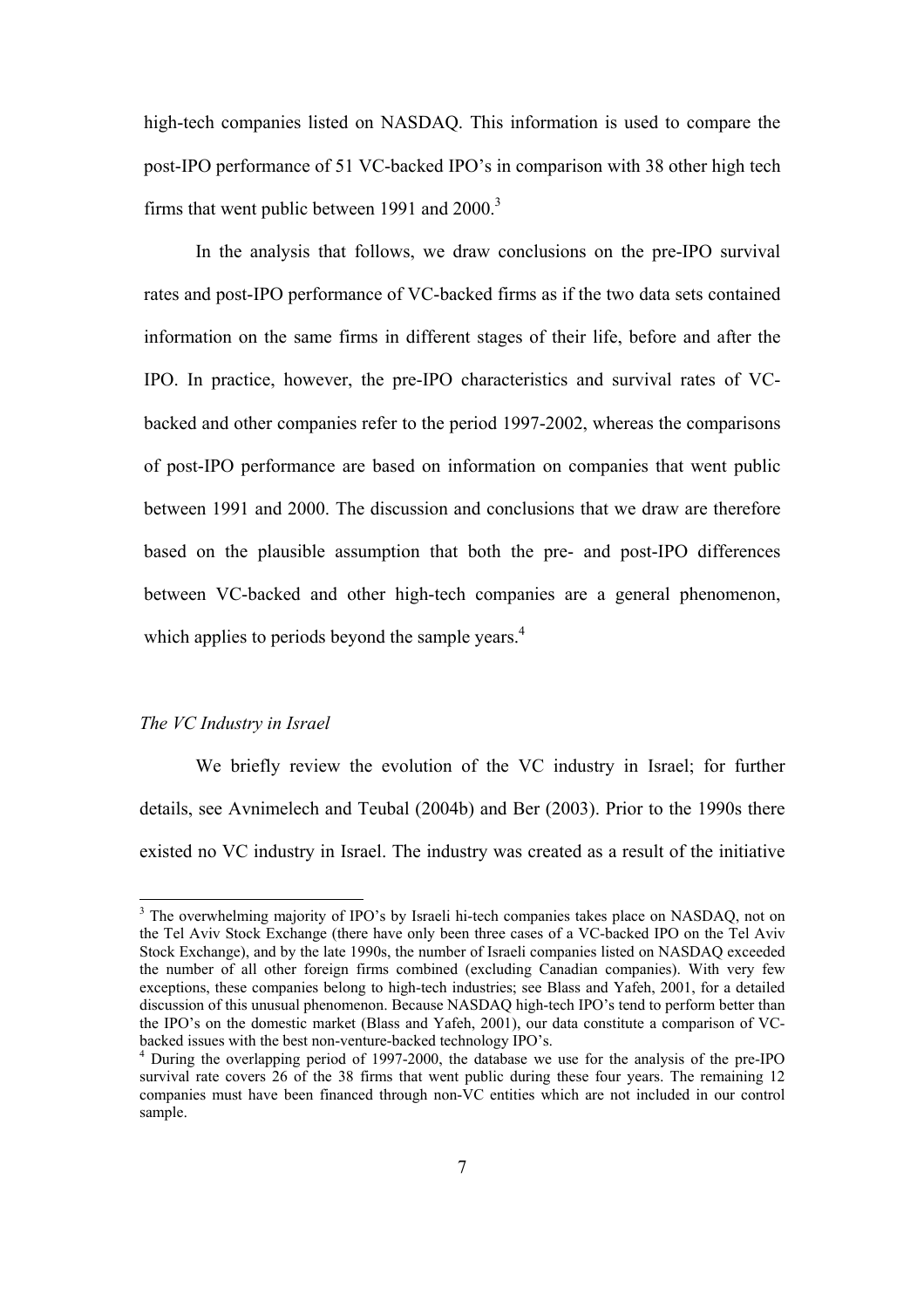high-tech companies listed on NASDAQ. This information is used to compare the post-IPO performance of 51 VC-backed IPO's in comparison with 38 other high tech firms that went public between 1991 and 2000.[3]

In the analysis that follows, we draw conclusions on the pre-IPO survival rates and post-IPO performance of VC-backed firms as if the two data sets contained information on the same firms in different stages of their life, before and after the IPO. In practice, however, the pre-IPO characteristics and survival rates of VC-backed and other companies refer to the period 1997-2002, whereas the comparisons of post-IPO performance are based on information on companies that went public between 1991 and 2000. The discussion and conclusions that we draw are therefore based on the plausible assumption that both the pre- and post-IPO differences between VC-backed and other high-tech companies are a general phenomenon, which applies to periods beyond the sample years.[4]

*The VC Industry in Israel*

We briefly review the evolution of the VC industry in Israel; for further details, see Avnimelech and Teubal (2004b) and Ber (2003). Prior to the 1990s there existed no VC industry in Israel. The industry was created as a result of the initiative

---

[3] The overwhelming majority of IPO's by Israeli hi-tech companies takes place on NASDAQ, not on the Tel Aviv Stock Exchange (there have only been three cases of a VC-backed IPO on the Tel Aviv Stock Exchange), and by the late 1990s, the number of Israeli companies listed on NASDAQ exceeded the number of all other foreign firms combined (excluding Canadian companies). With very few exceptions, these companies belong to high-tech industries; see Blass and Yafeh, 2001, for a detailed discussion of this unusual phenomenon. Because NASDAQ high-tech IPO's tend to perform better than the IPO's on the domestic market (Blass and Yafeh, 2001), our data constitute a comparison of VC-backed issues with the best non-venture-backed technology IPO's.

[4] During the overlapping period of 1997-2000, the database we use for the analysis of the pre-IPO survival rate covers 26 of the 38 firms that went public during these four years. The remaining 12 companies must have been financed through non-VC entities which are not included in our control sample.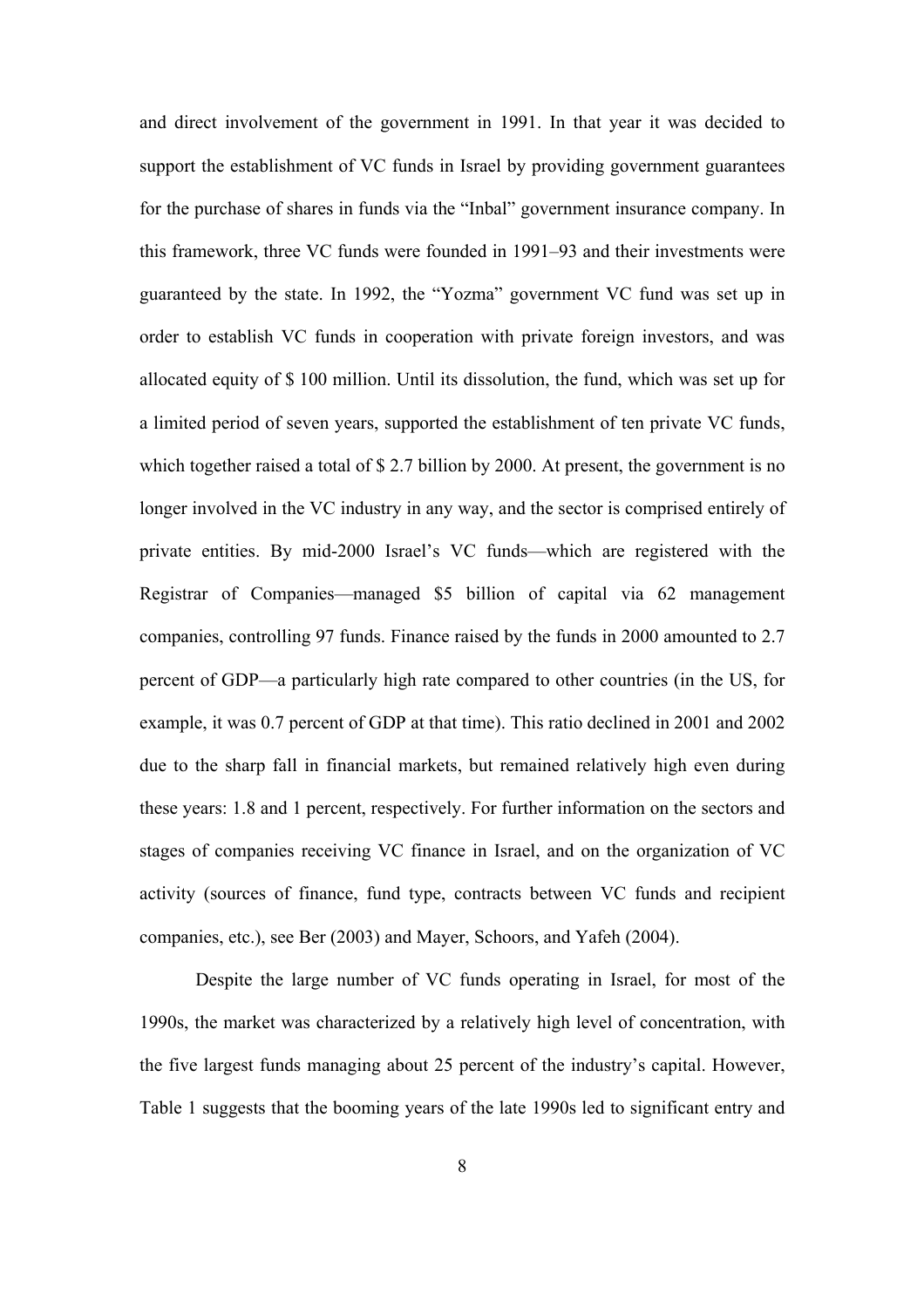and direct involvement of the government in 1991. In that year it was decided to support the establishment of VC funds in Israel by providing government guarantees for the purchase of shares in funds via the "Inbal" government insurance company. In this framework, three VC funds were founded in 1991–93 and their investments were guaranteed by the state. In 1992, the "Yozma" government VC fund was set up in order to establish VC funds in cooperation with private foreign investors, and was allocated equity of $ 100 million. Until its dissolution, the fund, which was set up for a limited period of seven years, supported the establishment of ten private VC funds, which together raised a total of $ 2.7 billion by 2000. At present, the government is no longer involved in the VC industry in any way, and the sector is comprised entirely of private entities. By mid-2000 Israel's VC funds—which are registered with the Registrar of Companies—managed $5 billion of capital via 62 management companies, controlling 97 funds. Finance raised by the funds in 2000 amounted to 2.7 percent of GDP—a particularly high rate compared to other countries (in the US, for example, it was 0.7 percent of GDP at that time). This ratio declined in 2001 and 2002 due to the sharp fall in financial markets, but remained relatively high even during these years: 1.8 and 1 percent, respectively. For further information on the sectors and stages of companies receiving VC finance in Israel, and on the organization of VC activity (sources of finance, fund type, contracts between VC funds and recipient companies, etc.), see Ber (2003) and Mayer, Schoors, and Yafeh (2004).

Despite the large number of VC funds operating in Israel, for most of the 1990s, the market was characterized by a relatively high level of concentration, with the five largest funds managing about 25 percent of the industry's capital. However, Table 1 suggests that the booming years of the late 1990s led to significant entry and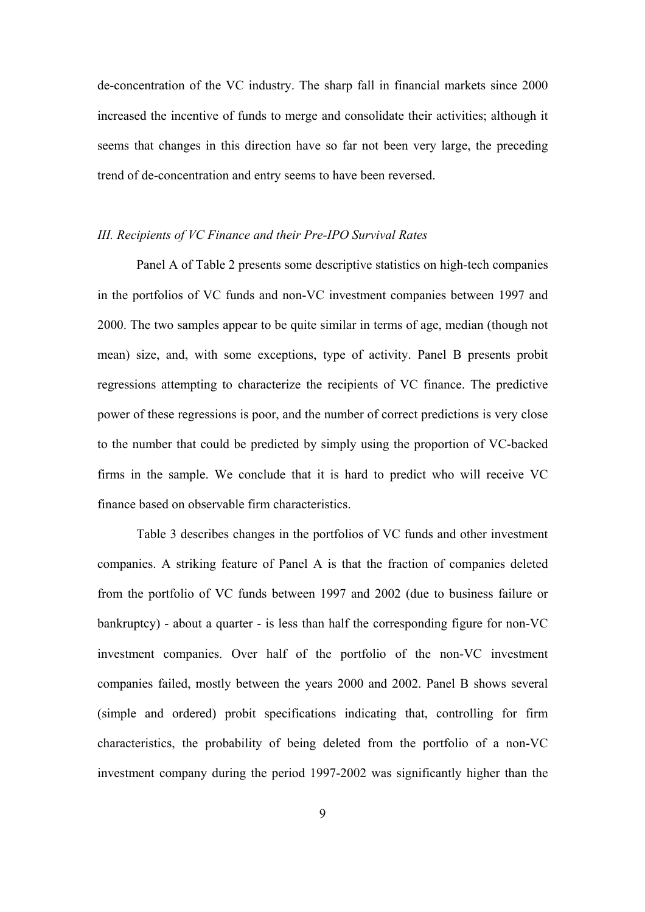de-concentration of the VC industry. The sharp fall in financial markets since 2000 increased the incentive of funds to merge and consolidate their activities; although it seems that changes in this direction have so far not been very large, the preceding trend of de-concentration and entry seems to have been reversed.

### *III. Recipients of VC Finance and their Pre-IPO Survival Rates*

Panel A of Table 2 presents some descriptive statistics on high-tech companies in the portfolios of VC funds and non-VC investment companies between 1997 and 2000. The two samples appear to be quite similar in terms of age, median (though not mean) size, and, with some exceptions, type of activity. Panel B presents probit regressions attempting to characterize the recipients of VC finance. The predictive power of these regressions is poor, and the number of correct predictions is very close to the number that could be predicted by simply using the proportion of VC-backed firms in the sample. We conclude that it is hard to predict who will receive VC finance based on observable firm characteristics.

Table 3 describes changes in the portfolios of VC funds and other investment companies. A striking feature of Panel A is that the fraction of companies deleted from the portfolio of VC funds between 1997 and 2002 (due to business failure or bankruptcy) - about a quarter - is less than half the corresponding figure for non-VC investment companies. Over half of the portfolio of the non-VC investment companies failed, mostly between the years 2000 and 2002. Panel B shows several (simple and ordered) probit specifications indicating that, controlling for firm characteristics, the probability of being deleted from the portfolio of a non-VC investment company during the period 1997-2002 was significantly higher than the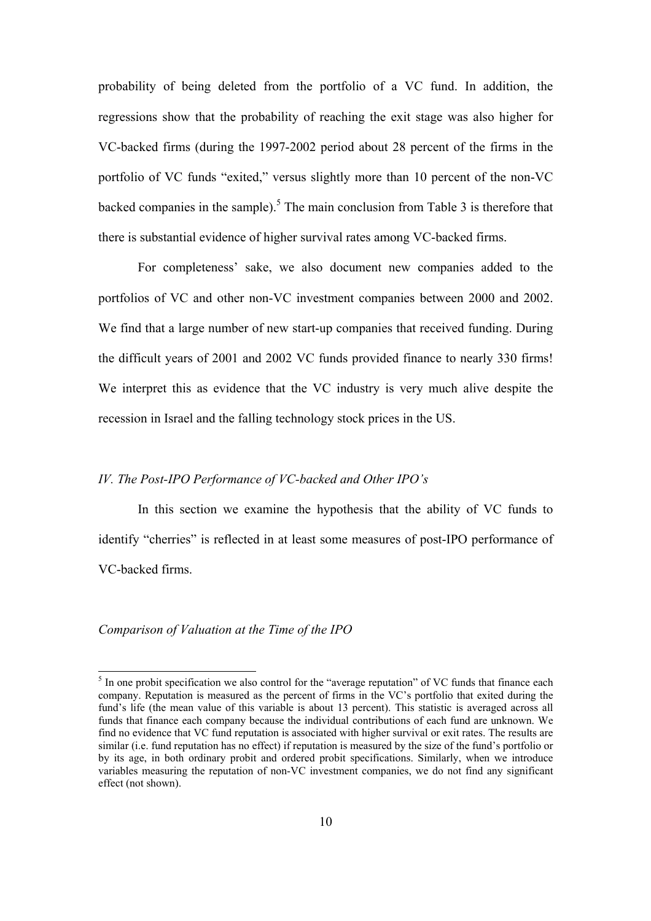probability of being deleted from the portfolio of a VC fund. In addition, the regressions show that the probability of reaching the exit stage was also higher for VC-backed firms (during the 1997-2002 period about 28 percent of the firms in the portfolio of VC funds "exited," versus slightly more than 10 percent of the non-VC backed companies in the sample).[5] The main conclusion from Table 3 is therefore that there is substantial evidence of higher survival rates among VC-backed firms.

For completeness' sake, we also document new companies added to the portfolios of VC and other non-VC investment companies between 2000 and 2002. We find that a large number of new start-up companies that received funding. During the difficult years of 2001 and 2002 VC funds provided finance to nearly 330 firms! We interpret this as evidence that the VC industry is very much alive despite the recession in Israel and the falling technology stock prices in the US.

### *IV. The Post-IPO Performance of VC-backed and Other IPO's*

In this section we examine the hypothesis that the ability of VC funds to identify "cherries" is reflected in at least some measures of post-IPO performance of VC-backed firms.

#### *Comparison of Valuation at the Time of the IPO*

---

[5] In one probit specification we also control for the "average reputation" of VC funds that finance each company. Reputation is measured as the percent of firms in the VC's portfolio that exited during the fund's life (the mean value of this variable is about 13 percent). This statistic is averaged across all funds that finance each company because the individual contributions of each fund are unknown. We find no evidence that VC fund reputation is associated with higher survival or exit rates. The results are similar (i.e. fund reputation has no effect) if reputation is measured by the size of the fund's portfolio or by its age, in both ordinary probit and ordered probit specifications. Similarly, when we introduce variables measuring the reputation of non-VC investment companies, we do not find any significant effect (not shown).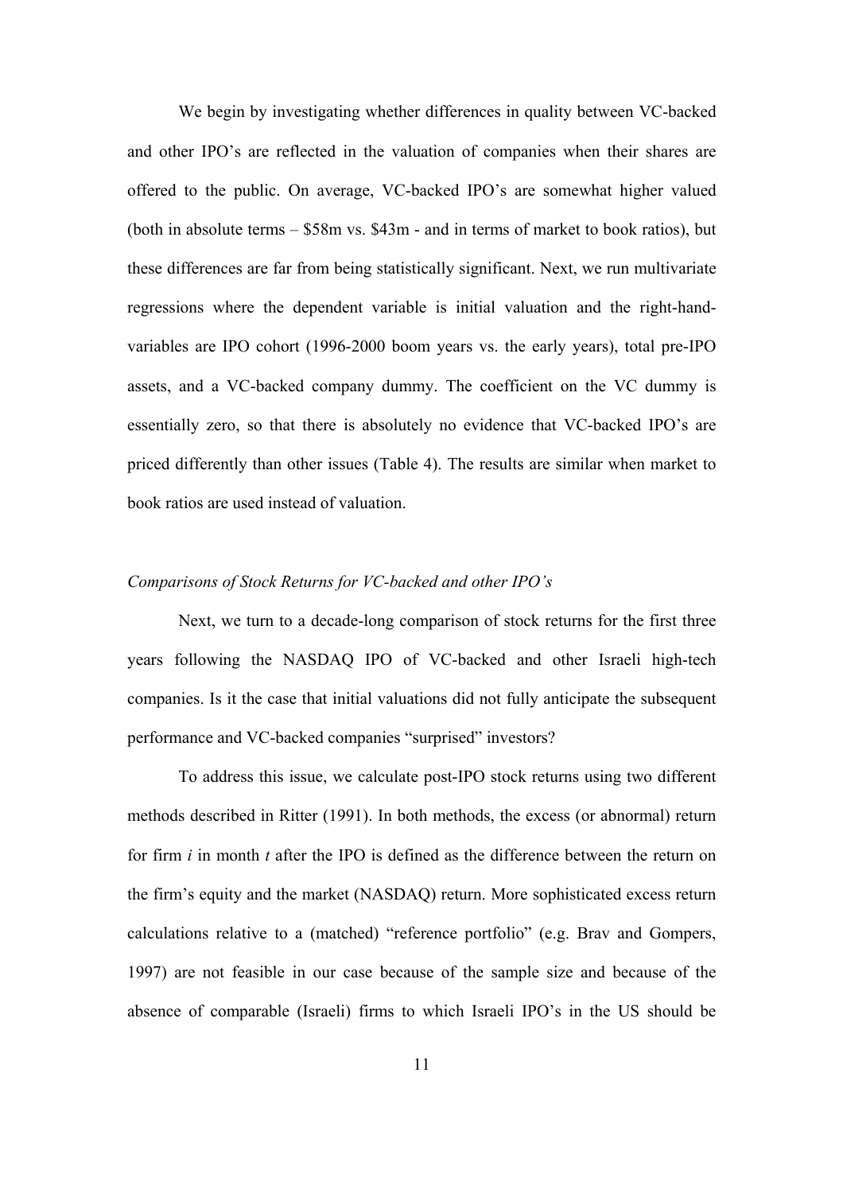We begin by investigating whether differences in quality between VC-backed and other IPO's are reflected in the valuation of companies when their shares are offered to the public. On average, VC-backed IPO's are somewhat higher valued (both in absolute terms – \$58m vs. \$43m - and in terms of market to book ratios), but these differences are far from being statistically significant. Next, we run multivariate regressions where the dependent variable is initial valuation and the right-hand-variables are IPO cohort (1996-2000 boom years vs. the early years), total pre-IPO assets, and a VC-backed company dummy. The coefficient on the VC dummy is essentially zero, so that there is absolutely no evidence that VC-backed IPO's are priced differently than other issues (Table 4). The results are similar when market to book ratios are used instead of valuation.

*Comparisons of Stock Returns for VC-backed and other IPO's*

Next, we turn to a decade-long comparison of stock returns for the first three years following the NASDAQ IPO of VC-backed and other Israeli high-tech companies. Is it the case that initial valuations did not fully anticipate the subsequent performance and VC-backed companies "surprised" investors?

To address this issue, we calculate post-IPO stock returns using two different methods described in Ritter (1991). In both methods, the excess (or abnormal) return for firm $i$ in month $t$ after the IPO is defined as the difference between the return on the firm's equity and the market (NASDAQ) return. More sophisticated excess return calculations relative to a (matched) "reference portfolio" (e.g. Brav and Gompers, 1997) are not feasible in our case because of the sample size and because of the absence of comparable (Israeli) firms to which Israeli IPO's in the US should be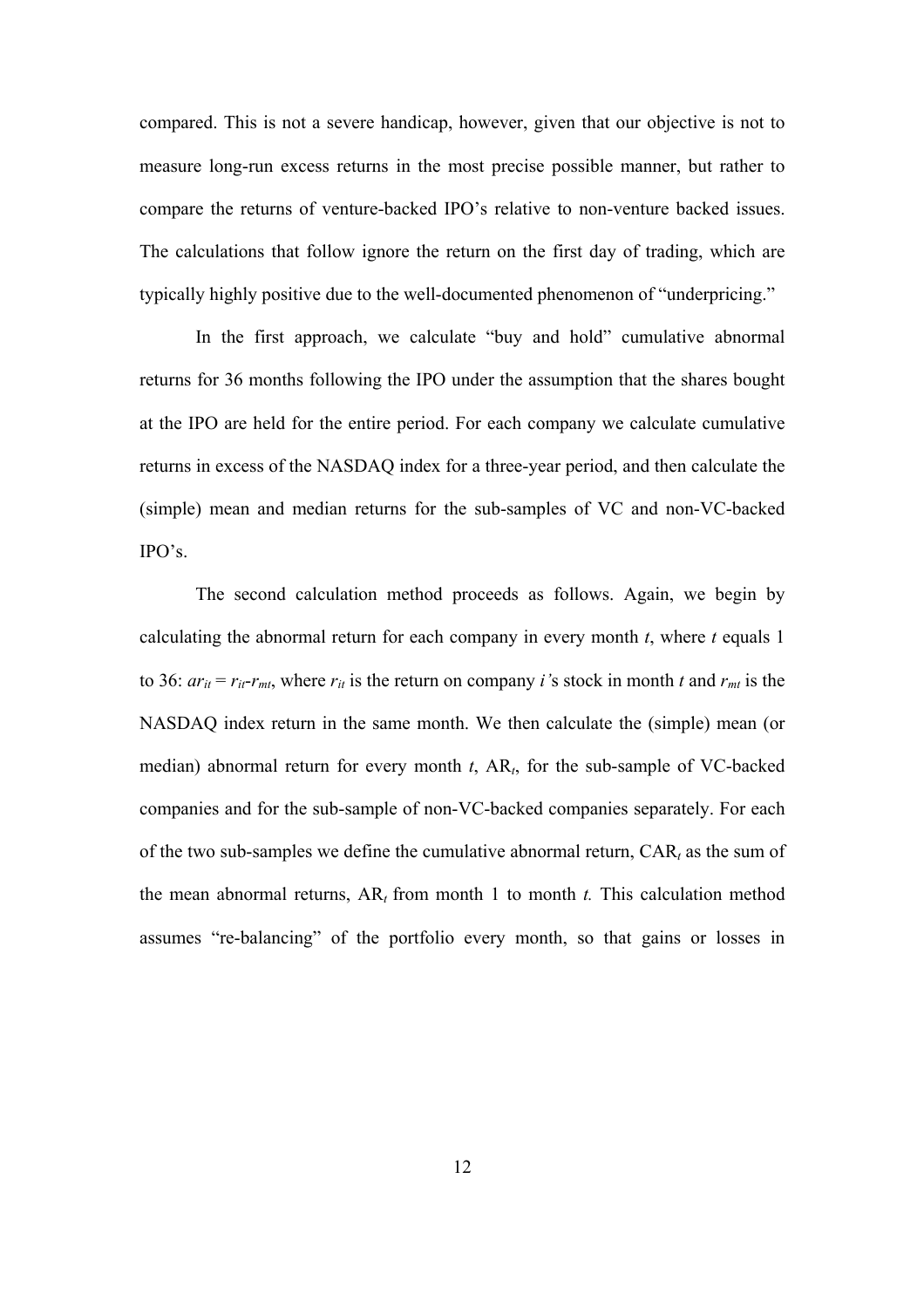compared. This is not a severe handicap, however, given that our objective is not to measure long-run excess returns in the most precise possible manner, but rather to compare the returns of venture-backed IPO's relative to non-venture backed issues. The calculations that follow ignore the return on the first day of trading, which are typically highly positive due to the well-documented phenomenon of "underpricing."

In the first approach, we calculate "buy and hold" cumulative abnormal returns for 36 months following the IPO under the assumption that the shares bought at the IPO are held for the entire period. For each company we calculate cumulative returns in excess of the NASDAQ index for a three-year period, and then calculate the (simple) mean and median returns for the sub-samples of VC and non-VC-backed IPO's.

The second calculation method proceeds as follows. Again, we begin by calculating the abnormal return for each company in every month $t$, where $t$ equals 1 to 36: $ar_{it} = r_{it} - r_{mt}$, where $r_{it}$ is the return on company $i$'s stock in month $t$ and $r_{mt}$ is the NASDAQ index return in the same month. We then calculate the (simple) mean (or median) abnormal return for every month $t$, $AR_t$, for the sub-sample of VC-backed companies and for the sub-sample of non-VC-backed companies separately. For each of the two sub-samples we define the cumulative abnormal return, $CAR_t$ as the sum of the mean abnormal returns, $AR_t$ from month 1 to month $t$. This calculation method assumes "re-balancing" of the portfolio every month, so that gains or losses in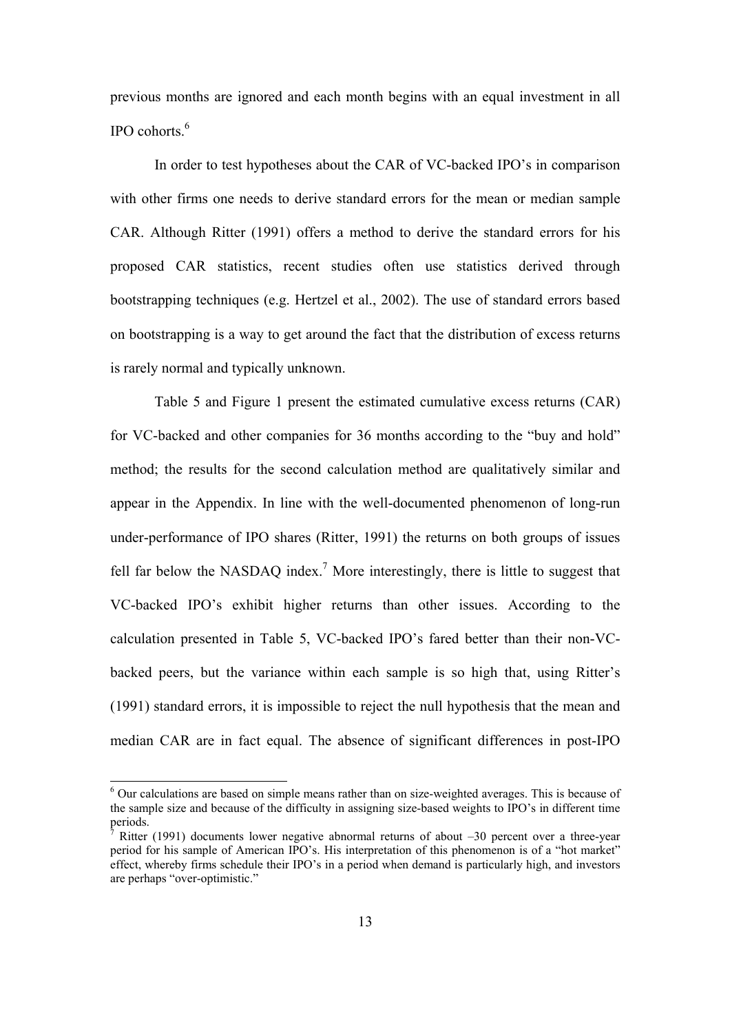previous months are ignored and each month begins with an equal investment in all IPO cohorts.[6]

In order to test hypotheses about the CAR of VC-backed IPO's in comparison with other firms one needs to derive standard errors for the mean or median sample CAR. Although Ritter (1991) offers a method to derive the standard errors for his proposed CAR statistics, recent studies often use statistics derived through bootstrapping techniques (e.g. Hertzel et al., 2002). The use of standard errors based on bootstrapping is a way to get around the fact that the distribution of excess returns is rarely normal and typically unknown.

Table 5 and Figure 1 present the estimated cumulative excess returns (CAR) for VC-backed and other companies for 36 months according to the "buy and hold" method; the results for the second calculation method are qualitatively similar and appear in the Appendix. In line with the well-documented phenomenon of long-run under-performance of IPO shares (Ritter, 1991) the returns on both groups of issues fell far below the NASDAQ index.[7] More interestingly, there is little to suggest that VC-backed IPO's exhibit higher returns than other issues. According to the calculation presented in Table 5, VC-backed IPO's fared better than their non-VC-backed peers, but the variance within each sample is so high that, using Ritter's (1991) standard errors, it is impossible to reject the null hypothesis that the mean and median CAR are in fact equal. The absence of significant differences in post-IPO

---

[6] Our calculations are based on simple means rather than on size-weighted averages. This is because of the sample size and because of the difficulty in assigning size-based weights to IPO's in different time periods.

[7] Ritter (1991) documents lower negative abnormal returns of about –30 percent over a three-year period for his sample of American IPO's. His interpretation of this phenomenon is of a "hot market" effect, whereby firms schedule their IPO's in a period when demand is particularly high, and investors are perhaps "over-optimistic."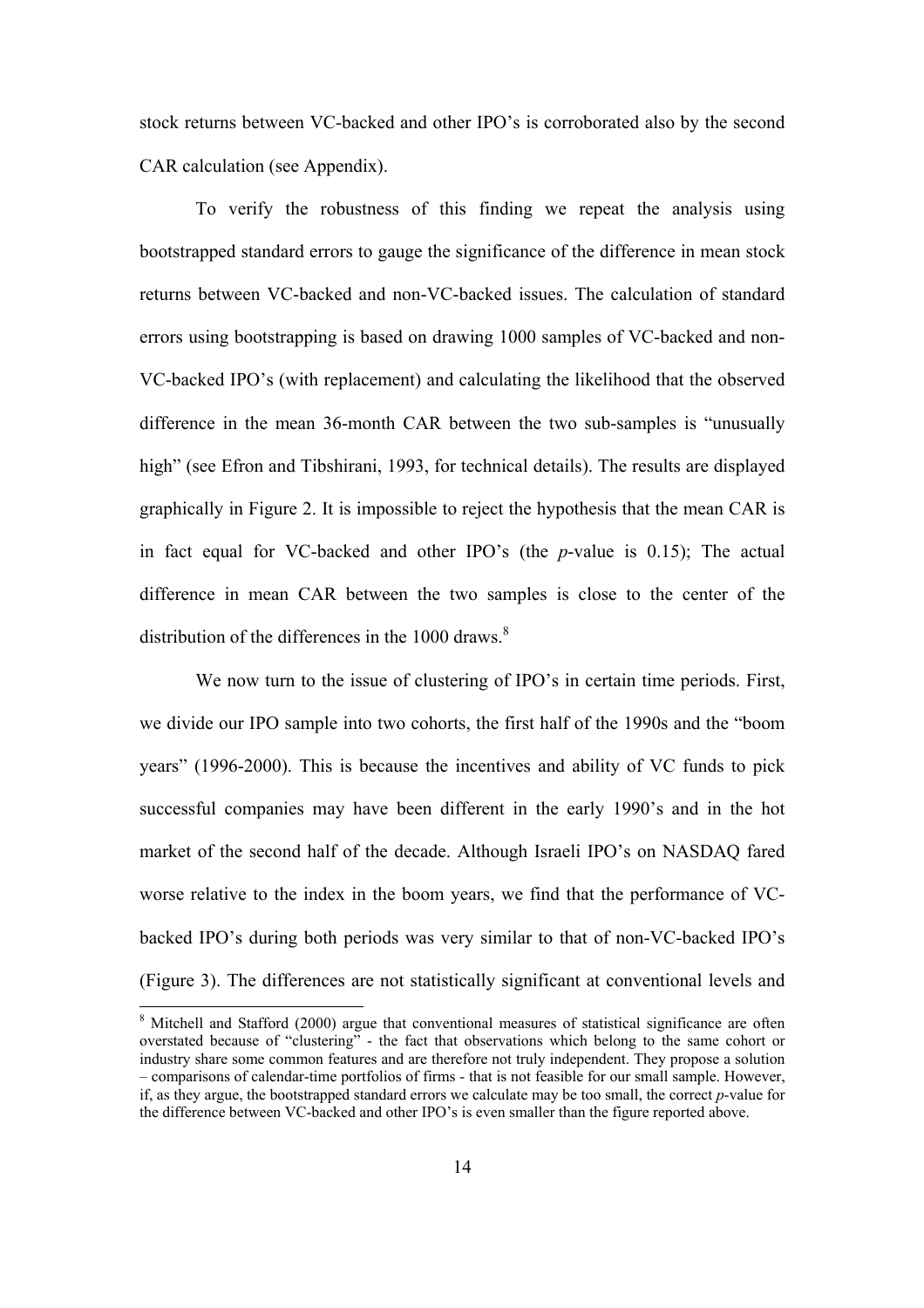stock returns between VC-backed and other IPO's is corroborated also by the second CAR calculation (see Appendix).

To verify the robustness of this finding we repeat the analysis using bootstrapped standard errors to gauge the significance of the difference in mean stock returns between VC-backed and non-VC-backed issues. The calculation of standard errors using bootstrapping is based on drawing 1000 samples of VC-backed and non-VC-backed IPO's (with replacement) and calculating the likelihood that the observed difference in the mean 36-month CAR between the two sub-samples is "unusually high" (see Efron and Tibshirani, 1993, for technical details). The results are displayed graphically in Figure 2. It is impossible to reject the hypothesis that the mean CAR is in fact equal for VC-backed and other IPO's (the *p*-value is 0.15); The actual difference in mean CAR between the two samples is close to the center of the distribution of the differences in the 1000 draws.[8]

We now turn to the issue of clustering of IPO's in certain time periods. First, we divide our IPO sample into two cohorts, the first half of the 1990s and the "boom years" (1996-2000). This is because the incentives and ability of VC funds to pick successful companies may have been different in the early 1990's and in the hot market of the second half of the decade. Although Israeli IPO's on NASDAQ fared worse relative to the index in the boom years, we find that the performance of VC-backed IPO's during both periods was very similar to that of non-VC-backed IPO's (Figure 3). The differences are not statistically significant at conventional levels and

---

[8] Mitchell and Stafford (2000) argue that conventional measures of statistical significance are often overstated because of "clustering" - the fact that observations which belong to the same cohort or industry share some common features and are therefore not truly independent. They propose a solution – comparisons of calendar-time portfolios of firms - that is not feasible for our small sample. However, if, as they argue, the bootstrapped standard errors we calculate may be too small, the correct *p*-value for the difference between VC-backed and other IPO's is even smaller than the figure reported above.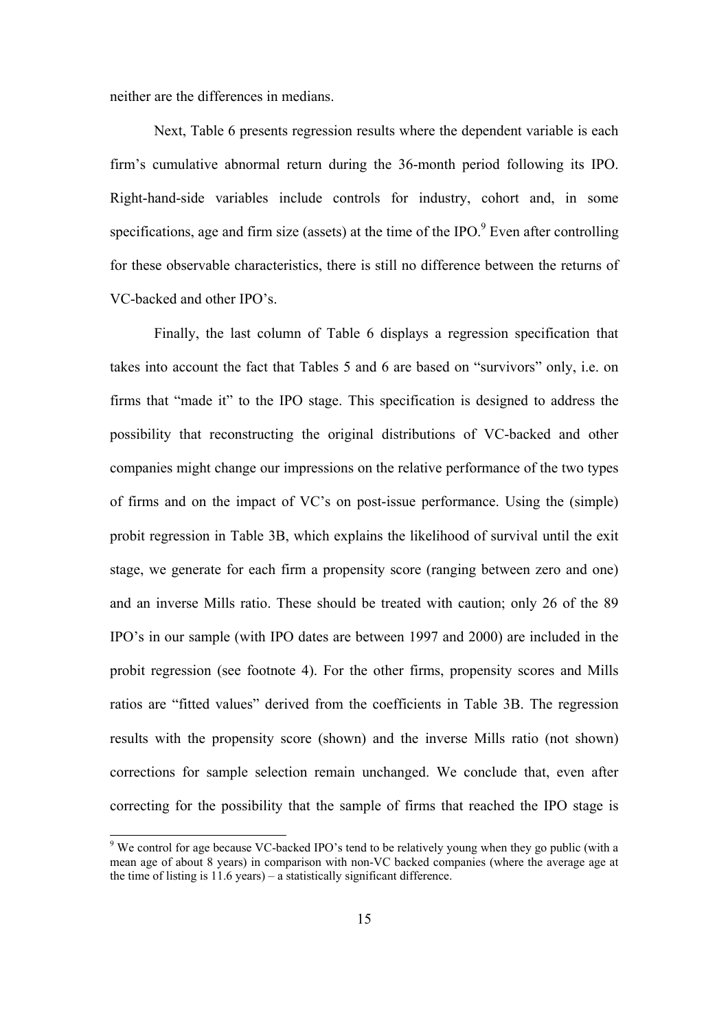neither are the differences in medians.

Next, Table 6 presents regression results where the dependent variable is each firm's cumulative abnormal return during the 36-month period following its IPO. Right-hand-side variables include controls for industry, cohort and, in some specifications, age and firm size (assets) at the time of the IPO.[9] Even after controlling for these observable characteristics, there is still no difference between the returns of VC-backed and other IPO's.

Finally, the last column of Table 6 displays a regression specification that takes into account the fact that Tables 5 and 6 are based on "survivors" only, i.e. on firms that "made it" to the IPO stage. This specification is designed to address the possibility that reconstructing the original distributions of VC-backed and other companies might change our impressions on the relative performance of the two types of firms and on the impact of VC's on post-issue performance. Using the (simple) probit regression in Table 3B, which explains the likelihood of survival until the exit stage, we generate for each firm a propensity score (ranging between zero and one) and an inverse Mills ratio. These should be treated with caution; only 26 of the 89 IPO's in our sample (with IPO dates are between 1997 and 2000) are included in the probit regression (see footnote 4). For the other firms, propensity scores and Mills ratios are "fitted values" derived from the coefficients in Table 3B. The regression results with the propensity score (shown) and the inverse Mills ratio (not shown) corrections for sample selection remain unchanged. We conclude that, even after correcting for the possibility that the sample of firms that reached the IPO stage is

---

[9] We control for age because VC-backed IPO's tend to be relatively young when they go public (with a mean age of about 8 years) in comparison with non-VC backed companies (where the average age at the time of listing is 11.6 years) – a statistically significant difference.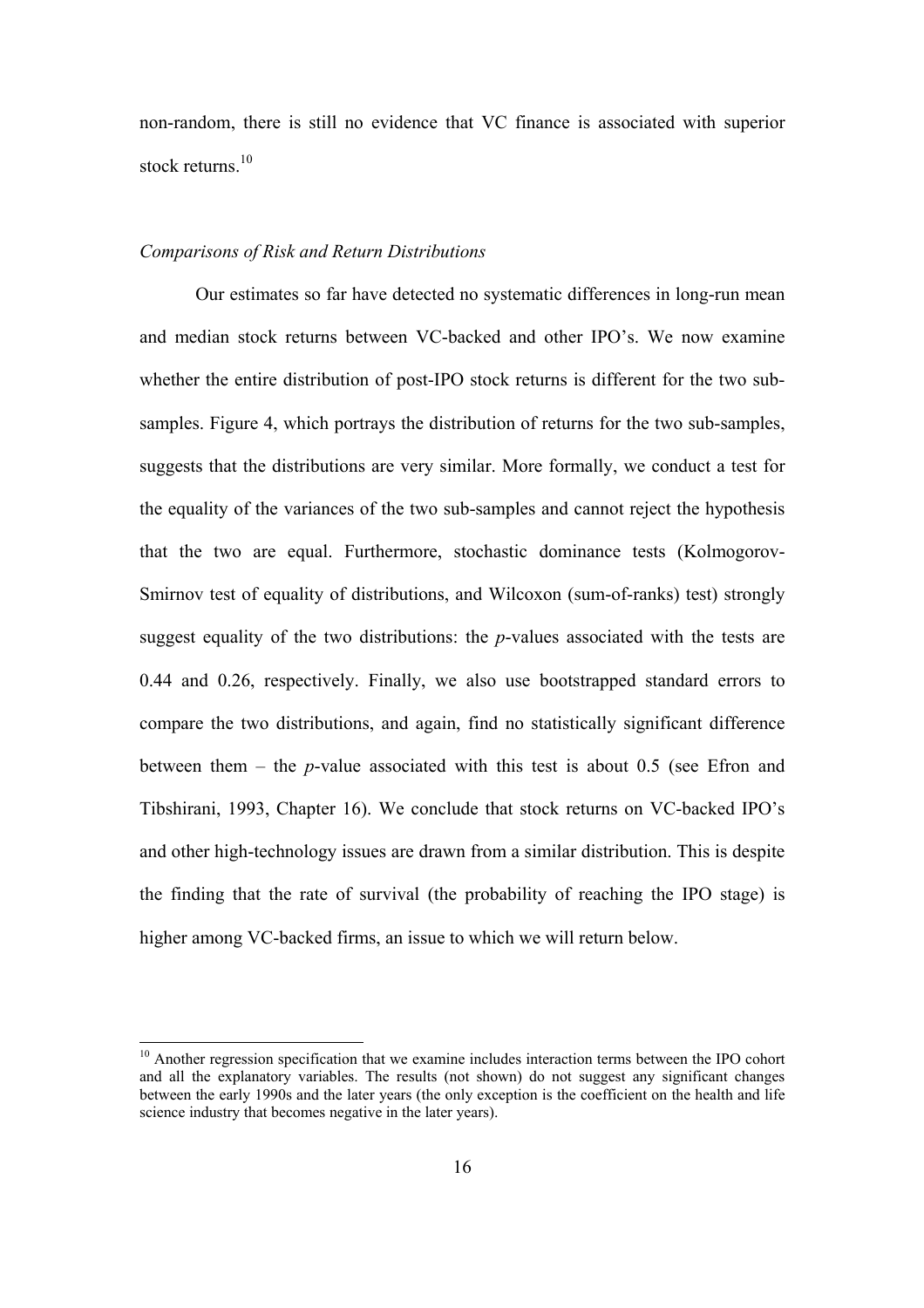non-random, there is still no evidence that VC finance is associated with superior stock returns.[10]

*Comparisons of Risk and Return Distributions*

Our estimates so far have detected no systematic differences in long-run mean and median stock returns between VC-backed and other IPO's. We now examine whether the entire distribution of post-IPO stock returns is different for the two sub-samples. Figure 4, which portrays the distribution of returns for the two sub-samples, suggests that the distributions are very similar. More formally, we conduct a test for the equality of the variances of the two sub-samples and cannot reject the hypothesis that the two are equal. Furthermore, stochastic dominance tests (Kolmogorov-Smirnov test of equality of distributions, and Wilcoxon (sum-of-ranks) test) strongly suggest equality of the two distributions: the *p*-values associated with the tests are 0.44 and 0.26, respectively. Finally, we also use bootstrapped standard errors to compare the two distributions, and again, find no statistically significant difference between them – the *p*-value associated with this test is about 0.5 (see Efron and Tibshirani, 1993, Chapter 16). We conclude that stock returns on VC-backed IPO's and other high-technology issues are drawn from a similar distribution. This is despite the finding that the rate of survival (the probability of reaching the IPO stage) is higher among VC-backed firms, an issue to which we will return below.

[10] Another regression specification that we examine includes interaction terms between the IPO cohort and all the explanatory variables. The results (not shown) do not suggest any significant changes between the early 1990s and the later years (the only exception is the coefficient on the health and life science industry that becomes negative in the later years).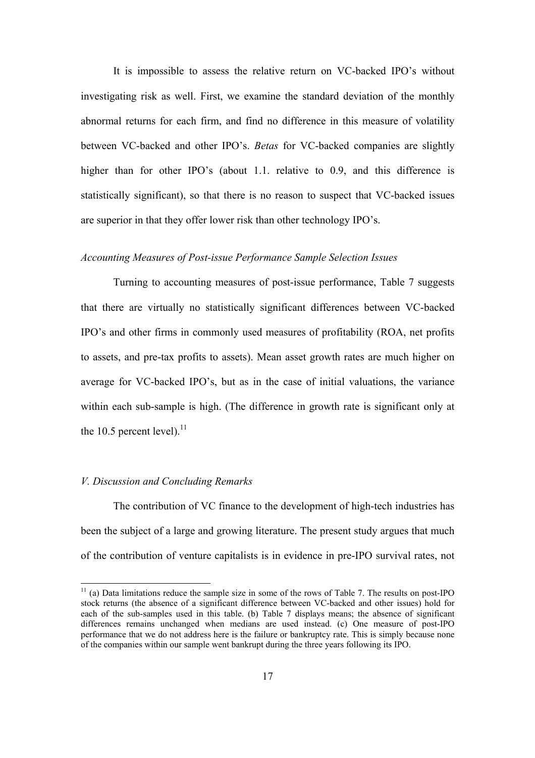It is impossible to assess the relative return on VC-backed IPO's without investigating risk as well. First, we examine the standard deviation of the monthly abnormal returns for each firm, and find no difference in this measure of volatility between VC-backed and other IPO's. *Betas* for VC-backed companies are slightly higher than for other IPO's (about 1.1. relative to 0.9, and this difference is statistically significant), so that there is no reason to suspect that VC-backed issues are superior in that they offer lower risk than other technology IPO's.

*Accounting Measures of Post-issue Performance Sample Selection Issues*

Turning to accounting measures of post-issue performance, Table 7 suggests that there are virtually no statistically significant differences between VC-backed IPO's and other firms in commonly used measures of profitability (ROA, net profits to assets, and pre-tax profits to assets). Mean asset growth rates are much higher on average for VC-backed IPO's, but as in the case of initial valuations, the variance within each sub-sample is high. (The difference in growth rate is significant only at the 10.5 percent level).[11]

*V. Discussion and Concluding Remarks*

The contribution of VC finance to the development of high-tech industries has been the subject of a large and growing literature. The present study argues that much of the contribution of venture capitalists is in evidence in pre-IPO survival rates, not

[11] (a) Data limitations reduce the sample size in some of the rows of Table 7. The results on post-IPO stock returns (the absence of a significant difference between VC-backed and other issues) hold for each of the sub-samples used in this table. (b) Table 7 displays means; the absence of significant differences remains unchanged when medians are used instead. (c) One measure of post-IPO performance that we do not address here is the failure or bankruptcy rate. This is simply because none of the companies within our sample went bankrupt during the three years following its IPO.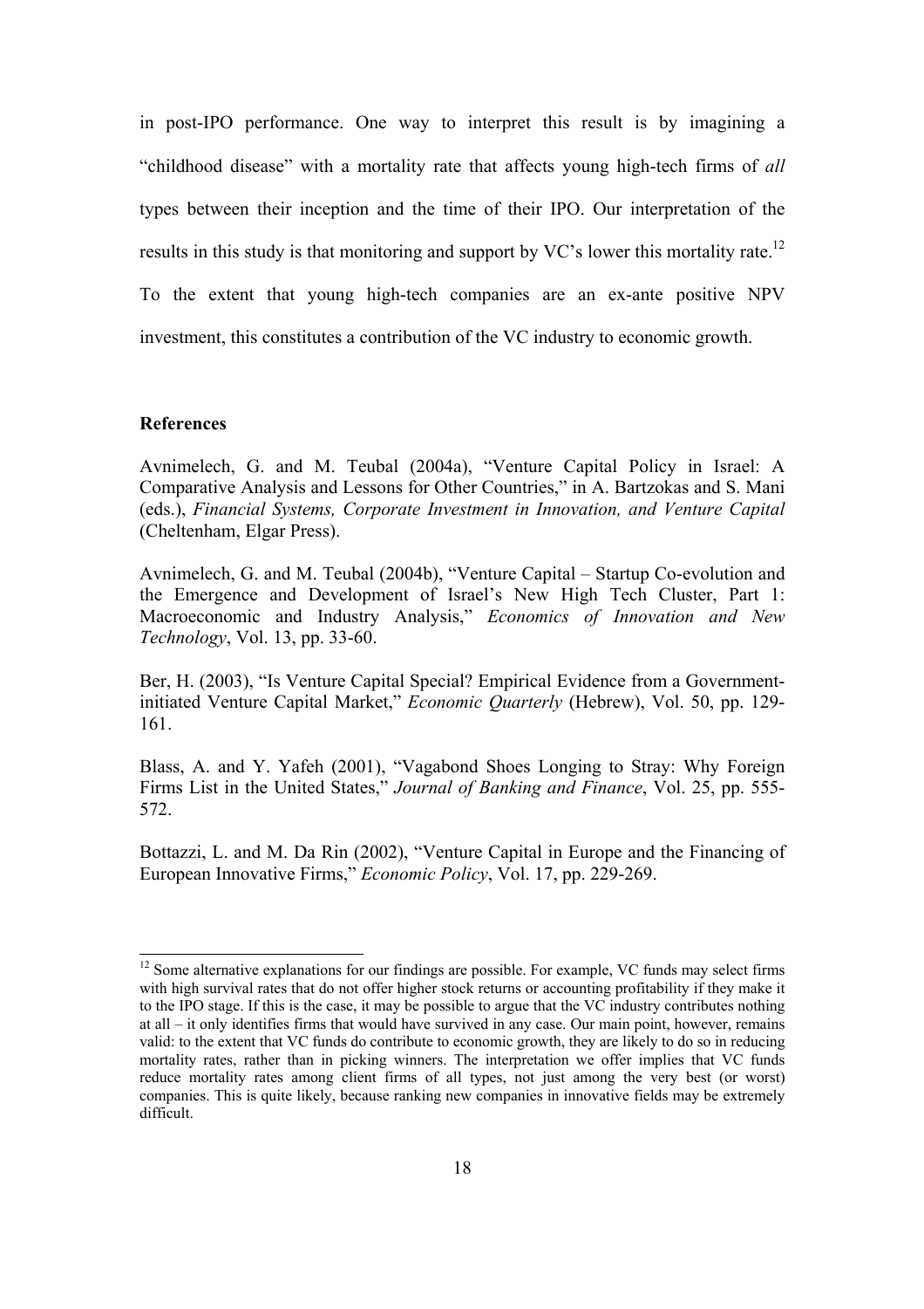in post-IPO performance. One way to interpret this result is by imagining a "childhood disease" with a mortality rate that affects young high-tech firms of *all* types between their inception and the time of their IPO. Our interpretation of the results in this study is that monitoring and support by VC's lower this mortality rate.[12] To the extent that young high-tech companies are an ex-ante positive NPV investment, this constitutes a contribution of the VC industry to economic growth.

**References**

Avnimelech, G. and M. Teubal (2004a), "Venture Capital Policy in Israel: A Comparative Analysis and Lessons for Other Countries," in A. Bartzokas and S. Mani (eds.), *Financial Systems, Corporate Investment in Innovation, and Venture Capital* (Cheltenham, Elgar Press).

Avnimelech, G. and M. Teubal (2004b), "Venture Capital – Startup Co-evolution and the Emergence and Development of Israel's New High Tech Cluster, Part 1: Macroeconomic and Industry Analysis," *Economics of Innovation and New Technology*, Vol. 13, pp. 33-60.

Ber, H. (2003), "Is Venture Capital Special? Empirical Evidence from a Government-initiated Venture Capital Market," *Economic Quarterly* (Hebrew), Vol. 50, pp. 129-161.

Blass, A. and Y. Yafeh (2001), "Vagabond Shoes Longing to Stray: Why Foreign Firms List in the United States," *Journal of Banking and Finance*, Vol. 25, pp. 555-572.

Bottazzi, L. and M. Da Rin (2002), "Venture Capital in Europe and the Financing of European Innovative Firms," *Economic Policy*, Vol. 17, pp. 229-269.

---

[12] Some alternative explanations for our findings are possible. For example, VC funds may select firms with high survival rates that do not offer higher stock returns or accounting profitability if they make it to the IPO stage. If this is the case, it may be possible to argue that the VC industry contributes nothing at all – it only identifies firms that would have survived in any case. Our main point, however, remains valid: to the extent that VC funds do contribute to economic growth, they are likely to do so in reducing mortality rates, rather than in picking winners. The interpretation we offer implies that VC funds reduce mortality rates among client firms of all types, not just among the very best (or worst) companies. This is quite likely, because ranking new companies in innovative fields may be extremely difficult.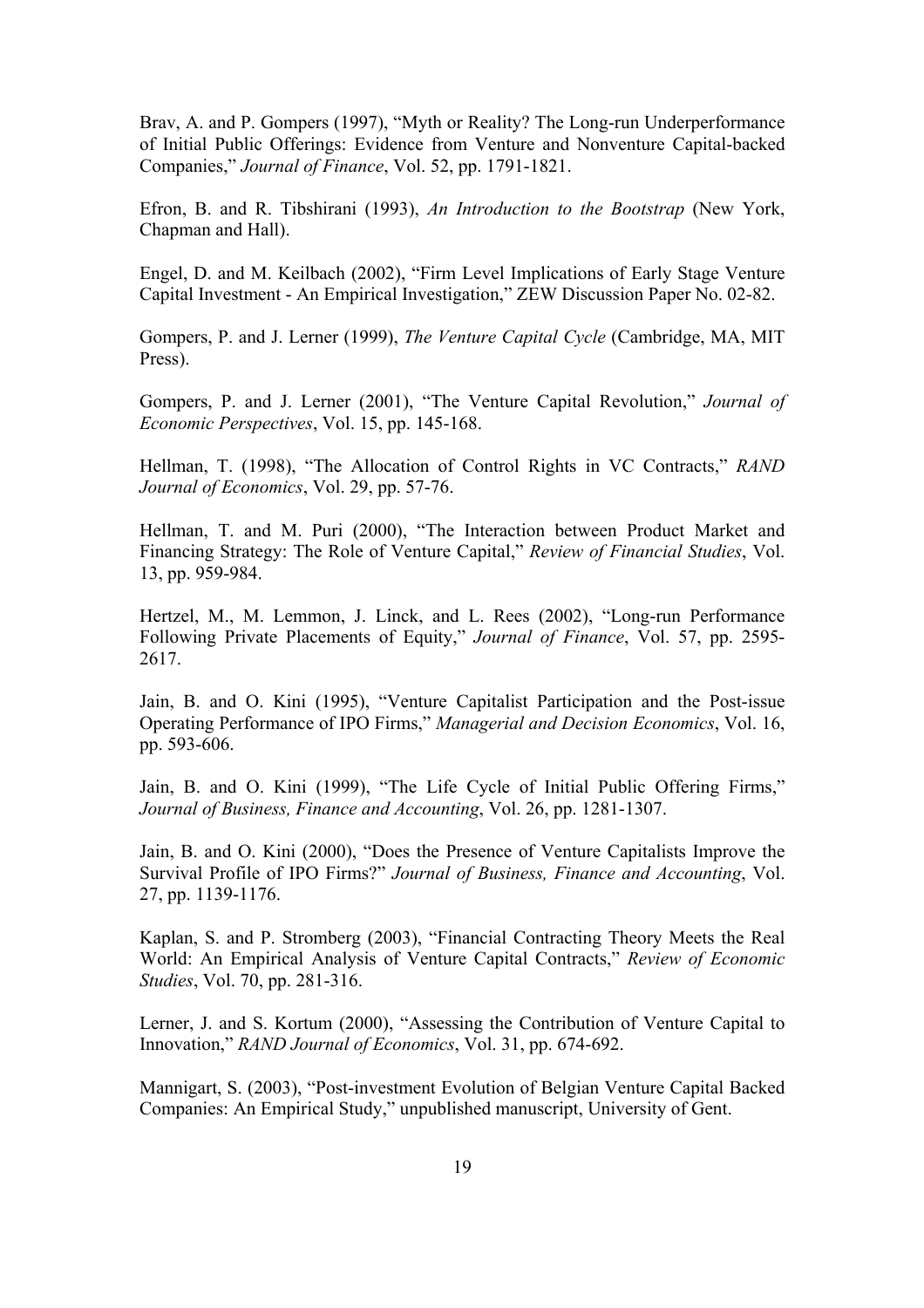Brav, A. and P. Gompers (1997), "Myth or Reality? The Long-run Underperformance of Initial Public Offerings: Evidence from Venture and Nonventure Capital-backed Companies," *Journal of Finance*, Vol. 52, pp. 1791-1821.

Efron, B. and R. Tibshirani (1993), *An Introduction to the Bootstrap* (New York, Chapman and Hall).

Engel, D. and M. Keilbach (2002), "Firm Level Implications of Early Stage Venture Capital Investment - An Empirical Investigation," ZEW Discussion Paper No. 02-82.

Gompers, P. and J. Lerner (1999), *The Venture Capital Cycle* (Cambridge, MA, MIT Press).

Gompers, P. and J. Lerner (2001), "The Venture Capital Revolution," *Journal of Economic Perspectives*, Vol. 15, pp. 145-168.

Hellman, T. (1998), "The Allocation of Control Rights in VC Contracts," *RAND Journal of Economics*, Vol. 29, pp. 57-76.

Hellman, T. and M. Puri (2000), "The Interaction between Product Market and Financing Strategy: The Role of Venture Capital," *Review of Financial Studies*, Vol. 13, pp. 959-984.

Hertzel, M., M. Lemmon, J. Linck, and L. Rees (2002), "Long-run Performance Following Private Placements of Equity," *Journal of Finance*, Vol. 57, pp. 2595-2617.

Jain, B. and O. Kini (1995), "Venture Capitalist Participation and the Post-issue Operating Performance of IPO Firms," *Managerial and Decision Economics*, Vol. 16, pp. 593-606.

Jain, B. and O. Kini (1999), "The Life Cycle of Initial Public Offering Firms," *Journal of Business, Finance and Accounting*, Vol. 26, pp. 1281-1307.

Jain, B. and O. Kini (2000), "Does the Presence of Venture Capitalists Improve the Survival Profile of IPO Firms?" *Journal of Business, Finance and Accounting*, Vol. 27, pp. 1139-1176.

Kaplan, S. and P. Stromberg (2003), "Financial Contracting Theory Meets the Real World: An Empirical Analysis of Venture Capital Contracts," *Review of Economic Studies*, Vol. 70, pp. 281-316.

Lerner, J. and S. Kortum (2000), "Assessing the Contribution of Venture Capital to Innovation," *RAND Journal of Economics*, Vol. 31, pp. 674-692.

Mannigart, S. (2003), "Post-investment Evolution of Belgian Venture Capital Backed Companies: An Empirical Study," unpublished manuscript, University of Gent.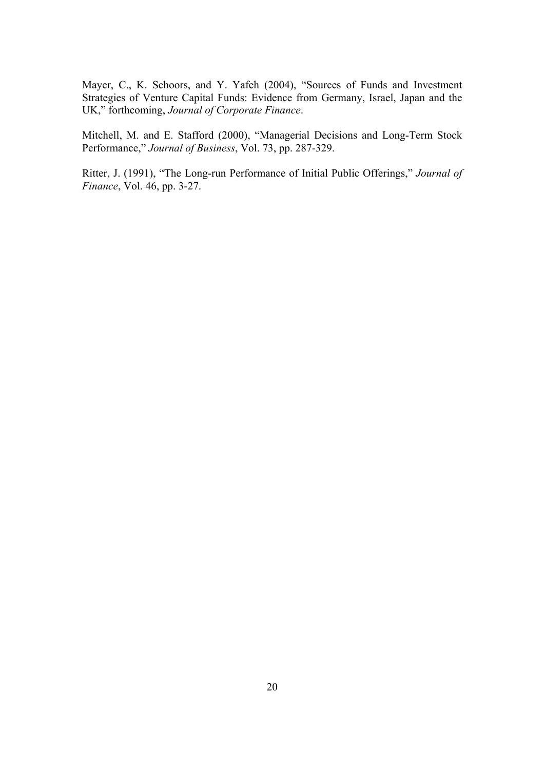Mayer, C., K. Schoors, and Y. Yafeh (2004), "Sources of Funds and Investment Strategies of Venture Capital Funds: Evidence from Germany, Israel, Japan and the UK," forthcoming, *Journal of Corporate Finance*.

Mitchell, M. and E. Stafford (2000), "Managerial Decisions and Long-Term Stock Performance," *Journal of Business*, Vol. 73, pp. 287-329.

Ritter, J. (1991), "The Long-run Performance of Initial Public Offerings," *Journal of Finance*, Vol. 46, pp. 3-27.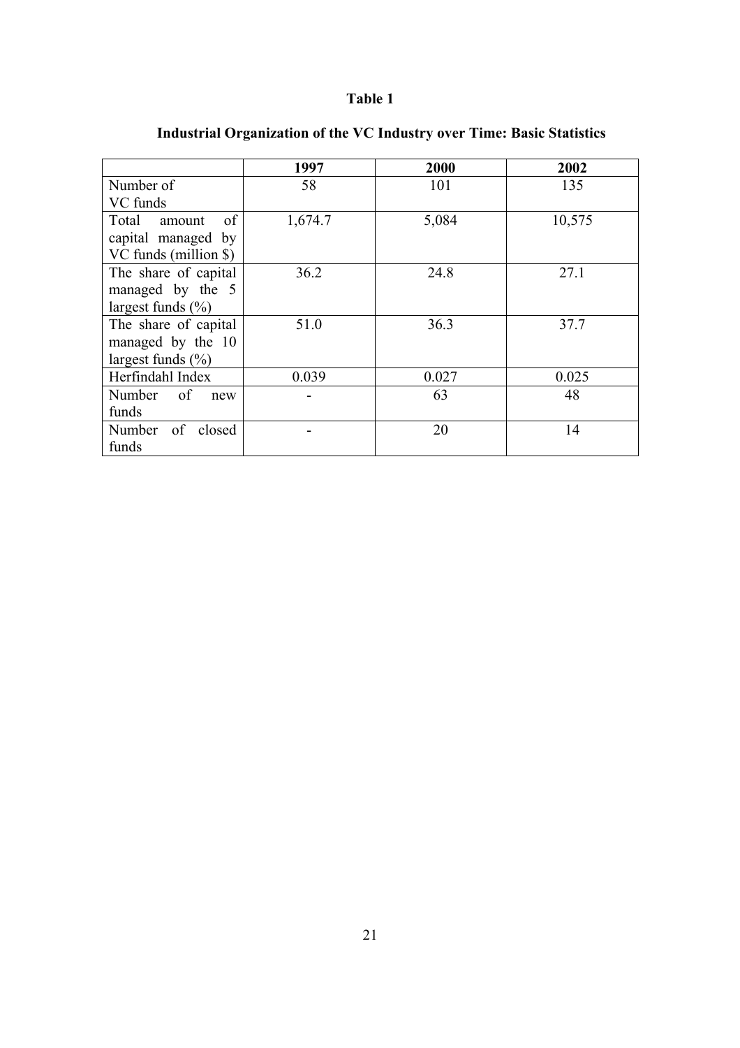**Table 1**

**Industrial Organization of the VC Industry over Time: Basic Statistics**

| | 1997 | 2000 | 2002 |
|---|---|---|---|
| Number of VC funds | 58 | 101 | 135 |
| Total amount of capital managed by VC funds (million $) | 1,674.7 | 5,084 | 10,575 |
| The share of capital managed by the 5 largest funds (%) | 36.2 | 24.8 | 27.1 |
| The share of capital managed by the 10 largest funds (%) | 51.0 | 36.3 | 37.7 |
| Herfindahl Index | 0.039 | 0.027 | 0.025 |
| Number of new funds | - | 63 | 48 |
| Number of closed funds | - | 20 | 14 |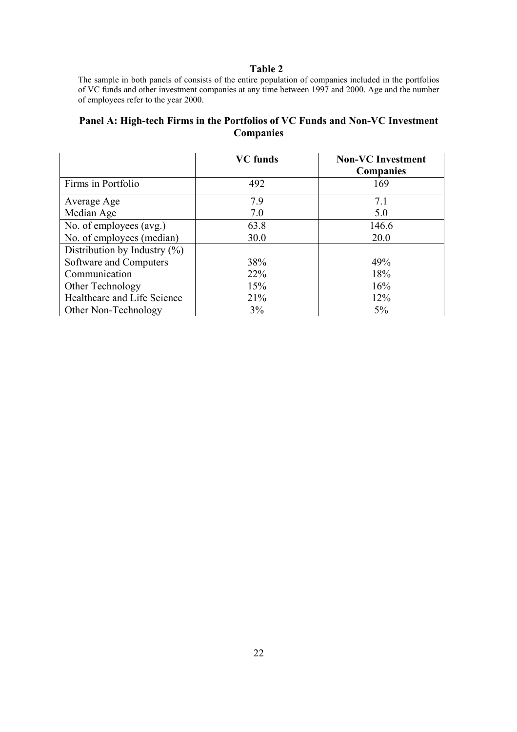**Table 2**

The sample in both panels of consists of the entire population of companies included in the portfolios of VC funds and other investment companies at any time between 1997 and 2000. Age and the number of employees refer to the year 2000.

**Panel A: High-tech Firms in the Portfolios of VC Funds and Non-VC Investment Companies**

| | VC funds | Non-VC Investment Companies |
|---|---|---|
| Firms in Portfolio | 492 | 169 |
| Average Age | 7.9 | 7.1 |
| Median Age | 7.0 | 5.0 |
| No. of employees (avg.) | 63.8 | 146.6 |
| No. of employees (median) | 30.0 | 20.0 |
| Distribution by Industry (%) | | |
| Software and Computers | 38% | 49% |
| Communication | 22% | 18% |
| Other Technology | 15% | 16% |
| Healthcare and Life Science | 21% | 12% |
| Other Non-Technology | 3% | 5% |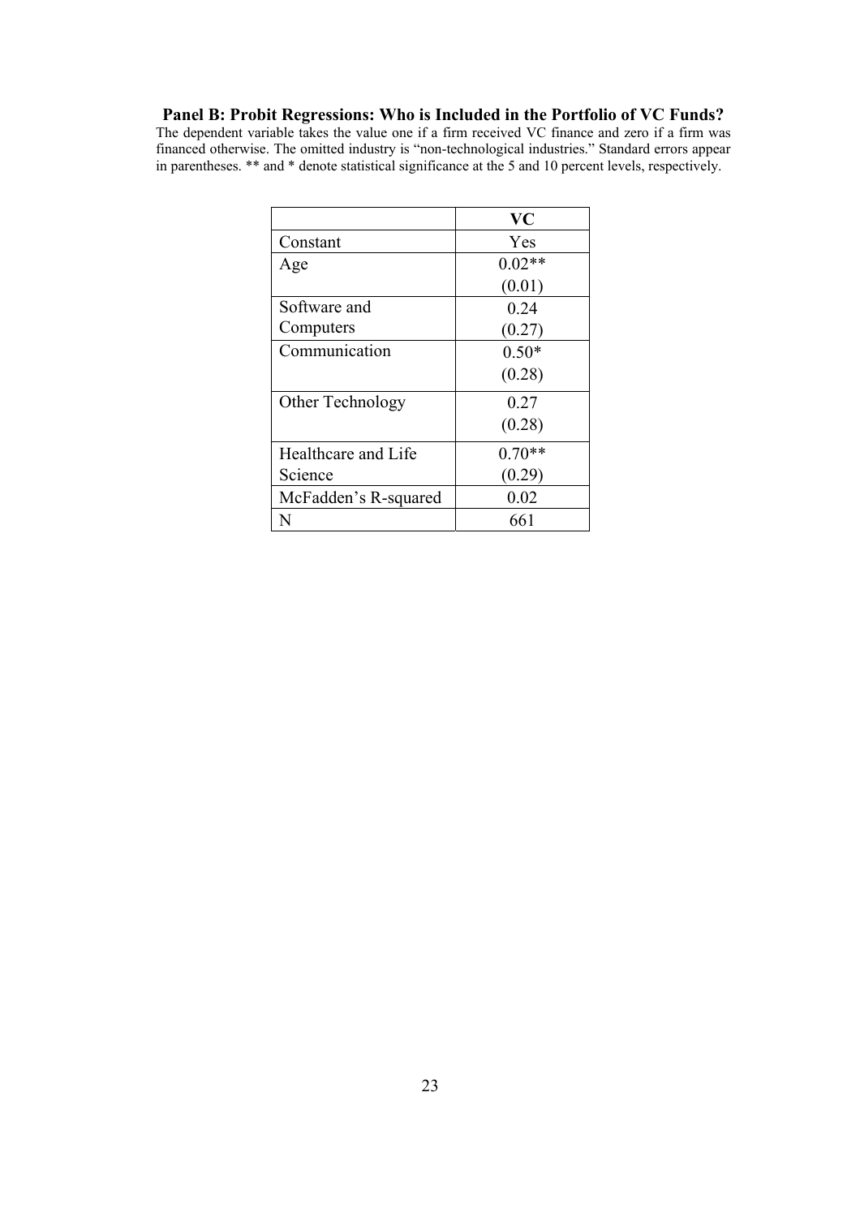**Panel B: Probit Regressions: Who is Included in the Portfolio of VC Funds?**

The dependent variable takes the value one if a firm received VC finance and zero if a firm was financed otherwise. The omitted industry is "non-technological industries." Standard errors appear in parentheses. ** and * denote statistical significance at the 5 and 10 percent levels, respectively.

| | **VC** |
|---|---|
| Constant | Yes |
| Age | 0.02**<br>(0.01) |
| Software and Computers | 0.24<br>(0.27) |
| Communication | 0.50*<br>(0.28) |
| Other Technology | 0.27<br>(0.28) |
| Healthcare and Life Science | 0.70**<br>(0.29) |
| McFadden's R-squared | 0.02 |
| N | 661 |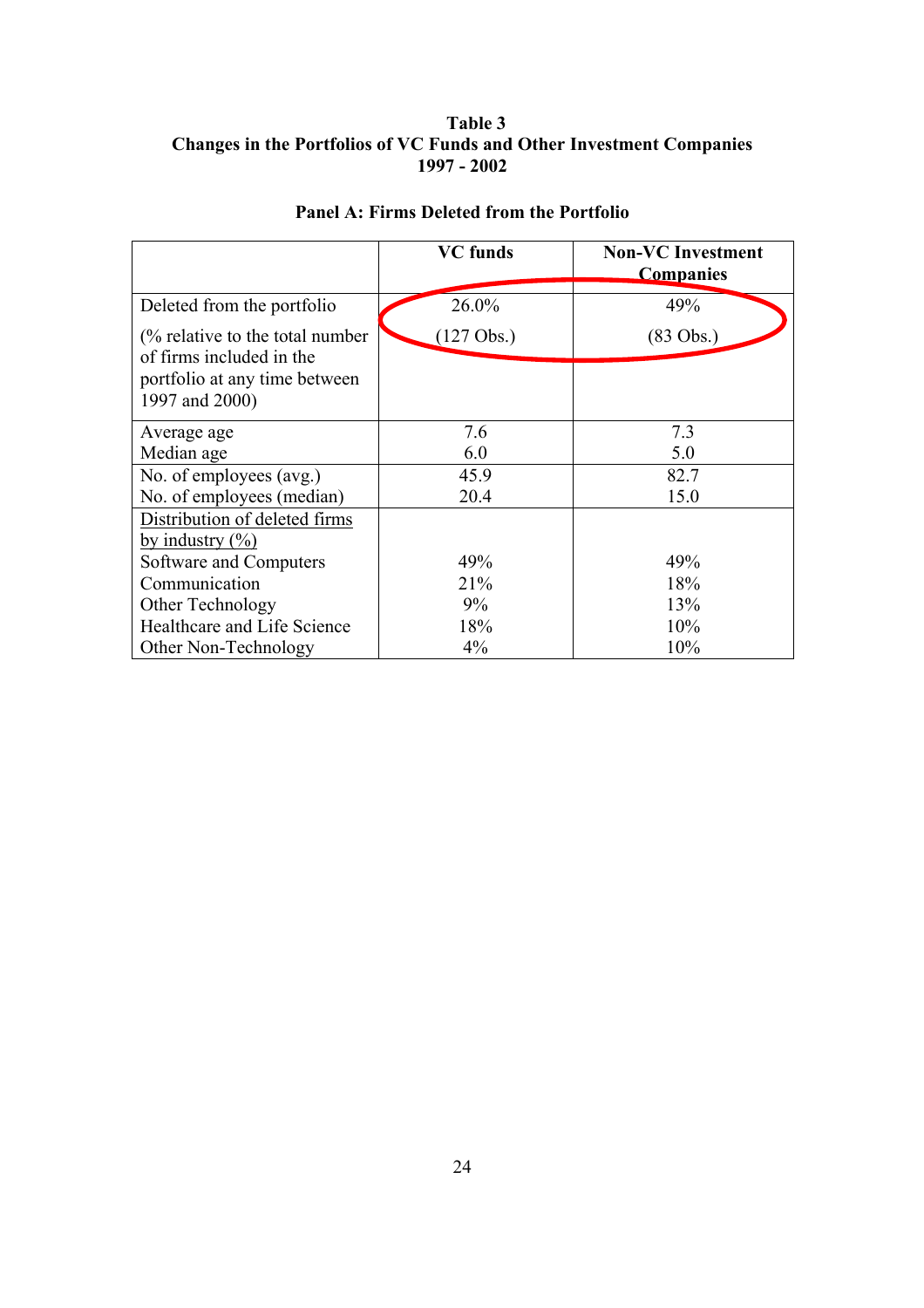**Table 3**
**Changes in the Portfolios of VC Funds and Other Investment Companies**
**1997 - 2002**

**Panel A: Firms Deleted from the Portfolio**

| | VC funds | Non-VC Investment Companies |
|---|---|---|
| Deleted from the portfolio | 26.0% | 49% |
| (% relative to the total number of firms included in the portfolio at any time between 1997 and 2000) | (127 Obs.) | (83 Obs.) |
| Average age | 7.6 | 7.3 |
| Median age | 6.0 | 5.0 |
| No. of employees (avg.) | 45.9 | 82.7 |
| No. of employees (median) | 20.4 | 15.0 |
| Distribution of deleted firms by industry (%) | | |
| Software and Computers | 49% | 49% |
| Communication | 21% | 18% |
| Other Technology | 9% | 13% |
| Healthcare and Life Science | 18% | 10% |
| Other Non-Technology | 4% | 10% |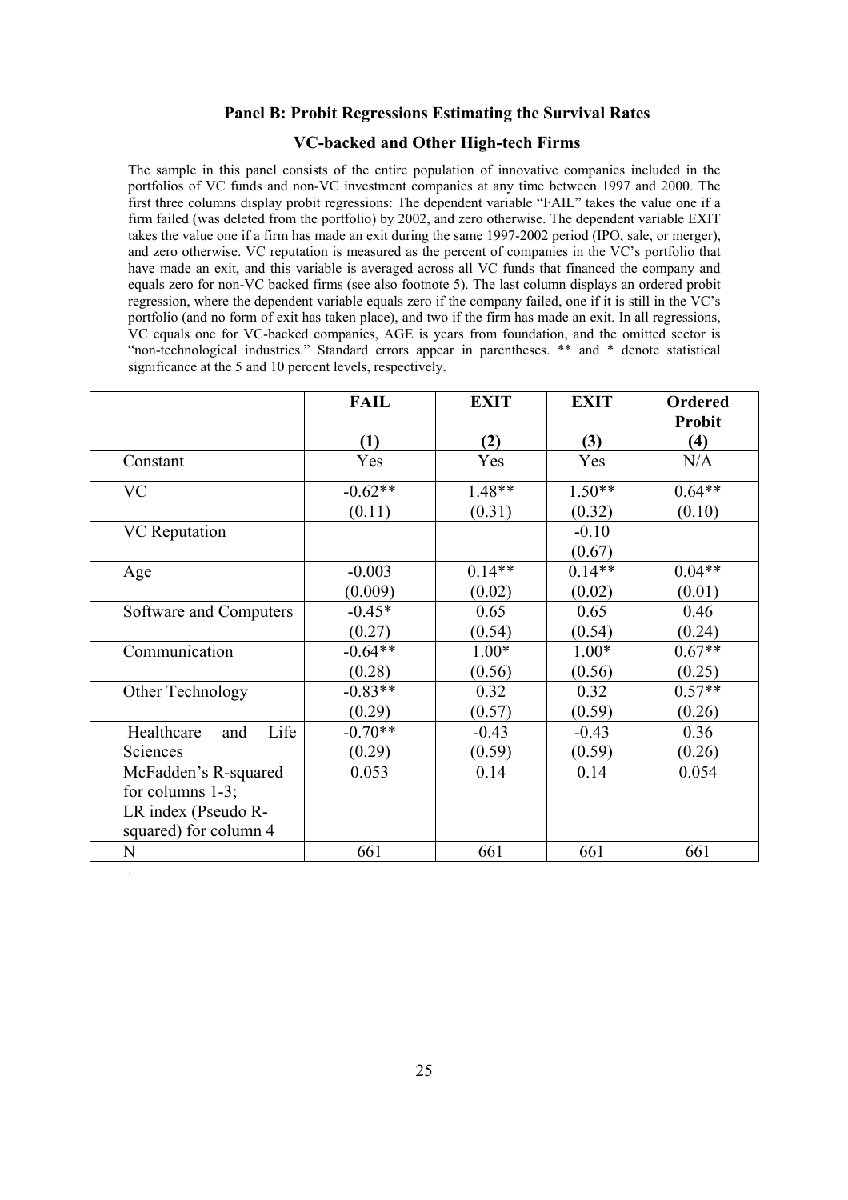### Panel B: Probit Regressions Estimating the Survival Rates

### VC-backed and Other High-tech Firms

The sample in this panel consists of the entire population of innovative companies included in the portfolios of VC funds and non-VC investment companies at any time between 1997 and 2000. The first three columns display probit regressions: The dependent variable "FAIL" takes the value one if a firm failed (was deleted from the portfolio) by 2002, and zero otherwise. The dependent variable EXIT takes the value one if a firm has made an exit during the same 1997-2002 period (IPO, sale, or merger), and zero otherwise. VC reputation is measured as the percent of companies in the VC's portfolio that have made an exit, and this variable is averaged across all VC funds that financed the company and equals zero for non-VC backed firms (see also footnote 5). The last column displays an ordered probit regression, where the dependent variable equals zero if the company failed, one if it is still in the VC's portfolio (and no form of exit has taken place), and two if the firm has made an exit. In all regressions, VC equals one for VC-backed companies, AGE is years from foundation, and the omitted sector is "non-technological industries." Standard errors appear in parentheses. ** and * denote statistical significance at the 5 and 10 percent levels, respectively.

| | **FAIL** (1) | **EXIT** (2) | **EXIT** (3) | **Ordered Probit** (4) |
|---|---|---|---|---|
| Constant | Yes | Yes | Yes | N/A |
| VC | -0.62** | 1.48** | 1.50** | 0.64** |
| | (0.11) | (0.31) | (0.32) | (0.10) |
| VC Reputation | | | -0.10 | |
| | | | (0.67) | |
| Age | -0.003 | 0.14** | 0.14** | 0.04** |
| | (0.009) | (0.02) | (0.02) | (0.01) |
| Software and Computers | -0.45* | 0.65 | 0.65 | 0.46 |
| | (0.27) | (0.54) | (0.54) | (0.24) |
| Communication | -0.64** | 1.00* | 1.00* | 0.67** |
| | (0.28) | (0.56) | (0.56) | (0.25) |
| Other Technology | -0.83** | 0.32 | 0.32 | 0.57** |
| | (0.29) | (0.57) | (0.59) | (0.26) |
| Healthcare and Life Sciences | -0.70** | -0.43 | -0.43 | 0.36 |
| | (0.29) | (0.59) | (0.59) | (0.26) |
| McFadden's R-squared for columns 1-3; LR index (Pseudo R-squared) for column 4 | 0.053 | 0.14 | 0.14 | 0.054 |
| N | 661 | 661 | 661 | 661 |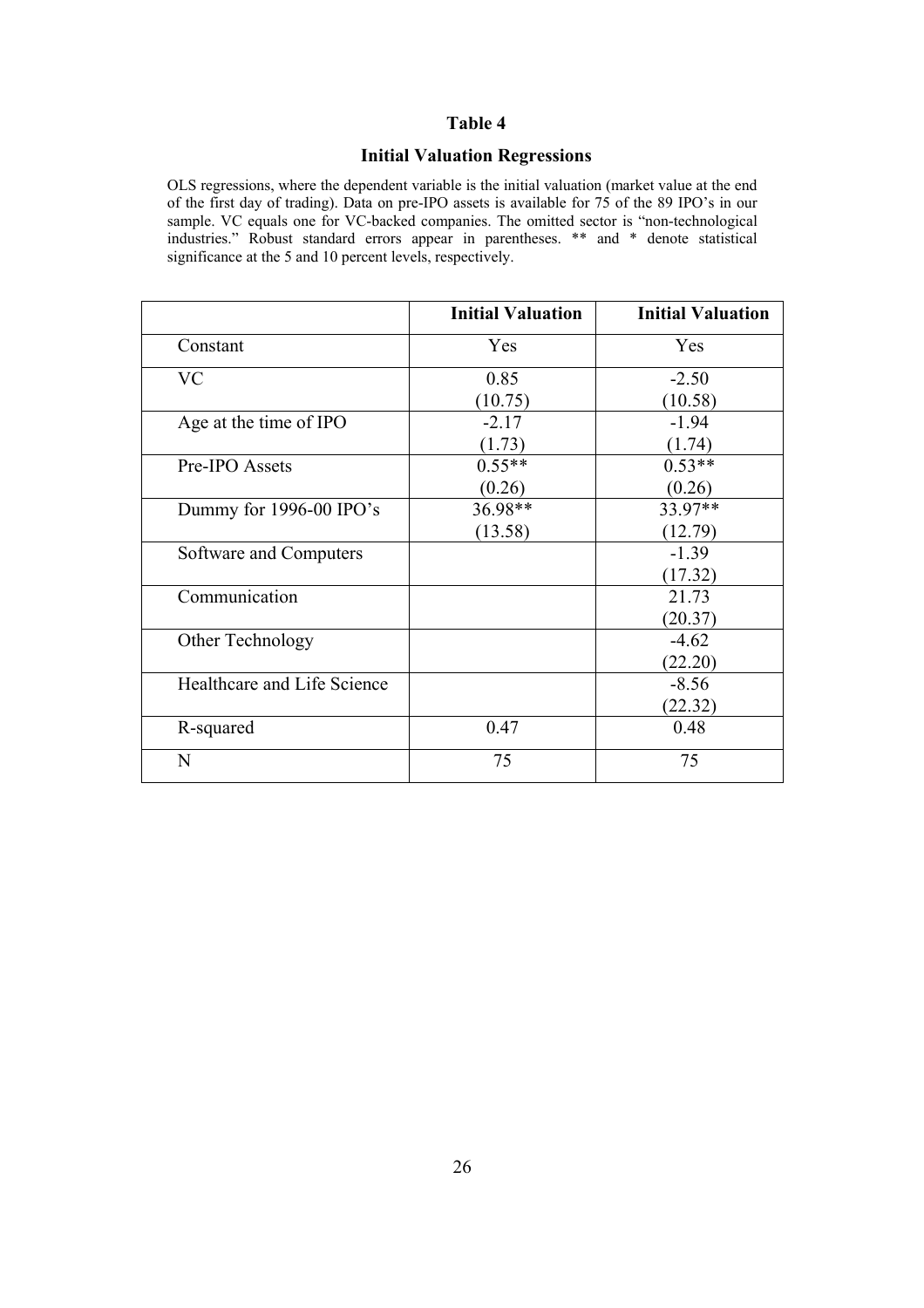## Table 4

### Initial Valuation Regressions

OLS regressions, where the dependent variable is the initial valuation (market value at the end of the first day of trading). Data on pre-IPO assets is available for 75 of the 89 IPO's in our sample. VC equals one for VC-backed companies. The omitted sector is "non-technological industries." Robust standard errors appear in parentheses. ** and * denote statistical significance at the 5 and 10 percent levels, respectively.

| | **Initial Valuation** | **Initial Valuation** |
|---|---|---|
| Constant | Yes | Yes |
| VC | 0.85<br>(10.75) | -2.50<br>(10.58) |
| Age at the time of IPO | -2.17<br>(1.73) | -1.94<br>(1.74) |
| Pre-IPO Assets | 0.55**<br>(0.26) | 0.53**<br>(0.26) |
| Dummy for 1996-00 IPO's | 36.98**<br>(13.58) | 33.97**<br>(12.79) |
| Software and Computers | | -1.39<br>(17.32) |
| Communication | | 21.73<br>(20.37) |
| Other Technology | | -4.62<br>(22.20) |
| Healthcare and Life Science | | -8.56<br>(22.32) |
| R-squared | 0.47 | 0.48 |
| N | 75 | 75 |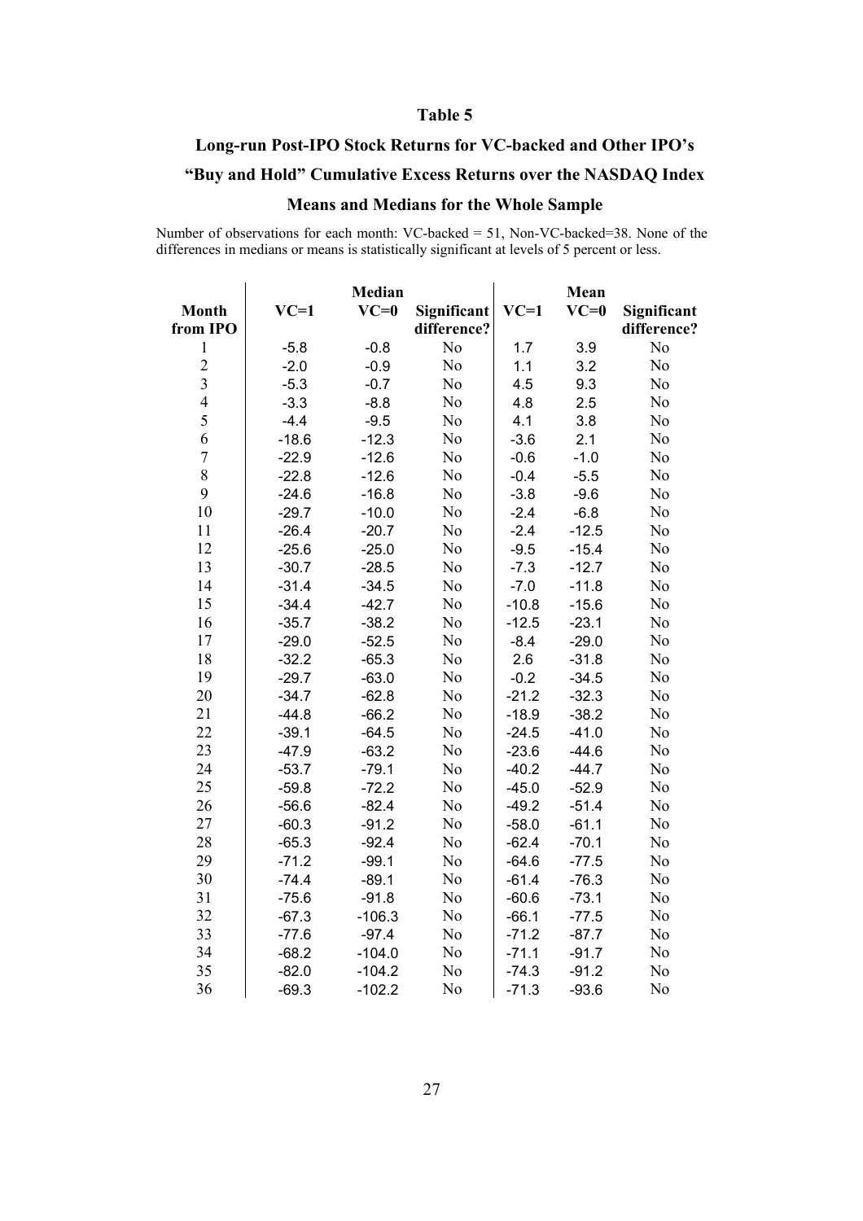# Table 5

## Long-run Post-IPO Stock Returns for VC-backed and Other IPO's

## "Buy and Hold" Cumulative Excess Returns over the NASDAQ Index

## Means and Medians for the Whole Sample

Number of observations for each month: VC-backed = 51, Non-VC-backed=38. None of the differences in medians or means is statistically significant at levels of 5 percent or less.

| | Median | | | Mean | | |
|---|---|---|---|---|---|---|
| Month from IPO | VC=1 | VC=0 | Significant difference? | VC=1 | VC=0 | Significant difference? |
| 1 | -5.8 | -0.8 | No | 1.7 | 3.9 | No |
| 2 | -2.0 | -0.9 | No | 1.1 | 3.2 | No |
| 3 | -5.3 | -0.7 | No | 4.5 | 9.3 | No |
| 4 | -3.3 | -8.8 | No | 4.8 | 2.5 | No |
| 5 | -4.4 | -9.5 | No | 4.1 | 3.8 | No |
| 6 | -18.6 | -12.3 | No | -3.6 | 2.1 | No |
| 7 | -22.9 | -12.6 | No | -0.6 | -1.0 | No |
| 8 | -22.8 | -12.6 | No | -0.4 | -5.5 | No |
| 9 | -24.6 | -16.8 | No | -3.8 | -9.6 | No |
| 10 | -29.7 | -10.0 | No | -2.4 | -6.8 | No |
| 11 | -26.4 | -20.7 | No | -2.4 | -12.5 | No |
| 12 | -25.6 | -25.0 | No | -9.5 | -15.4 | No |
| 13 | -30.7 | -28.5 | No | -7.3 | -12.7 | No |
| 14 | -31.4 | -34.5 | No | -7.0 | -11.8 | No |
| 15 | -34.4 | -42.7 | No | -10.8 | -15.6 | No |
| 16 | -35.7 | -38.2 | No | -12.5 | -23.1 | No |
| 17 | -29.0 | -52.5 | No | -8.4 | -29.0 | No |
| 18 | -32.2 | -65.3 | No | 2.6 | -31.8 | No |
| 19 | -29.7 | -63.0 | No | -0.2 | -34.5 | No |
| 20 | -34.7 | -62.8 | No | -21.2 | -32.3 | No |
| 21 | -44.8 | -66.2 | No | -18.9 | -38.2 | No |
| 22 | -39.1 | -64.5 | No | -24.5 | -41.0 | No |
| 23 | -47.9 | -63.2 | No | -23.6 | -44.6 | No |
| 24 | -53.7 | -79.1 | No | -40.2 | -44.7 | No |
| 25 | -59.8 | -72.2 | No | -45.0 | -52.9 | No |
| 26 | -56.6 | -82.4 | No | -49.2 | -51.4 | No |
| 27 | -60.3 | -91.2 | No | -58.0 | -61.1 | No |
| 28 | -65.3 | -92.4 | No | -62.4 | -70.1 | No |
| 29 | -71.2 | -99.1 | No | -64.6 | -77.5 | No |
| 30 | -74.4 | -89.1 | No | -61.4 | -76.3 | No |
| 31 | -75.6 | -91.8 | No | -60.6 | -73.1 | No |
| 32 | -67.3 | -106.3 | No | -66.1 | -77.5 | No |
| 33 | -77.6 | -97.4 | No | -71.2 | -87.7 | No |
| 34 | -68.2 | -104.0 | No | -71.1 | -91.7 | No |
| 35 | -82.0 | -104.2 | No | -74.3 | -91.2 | No |
| 36 | -69.3 | -102.2 | No | -71.3 | -93.6 | No |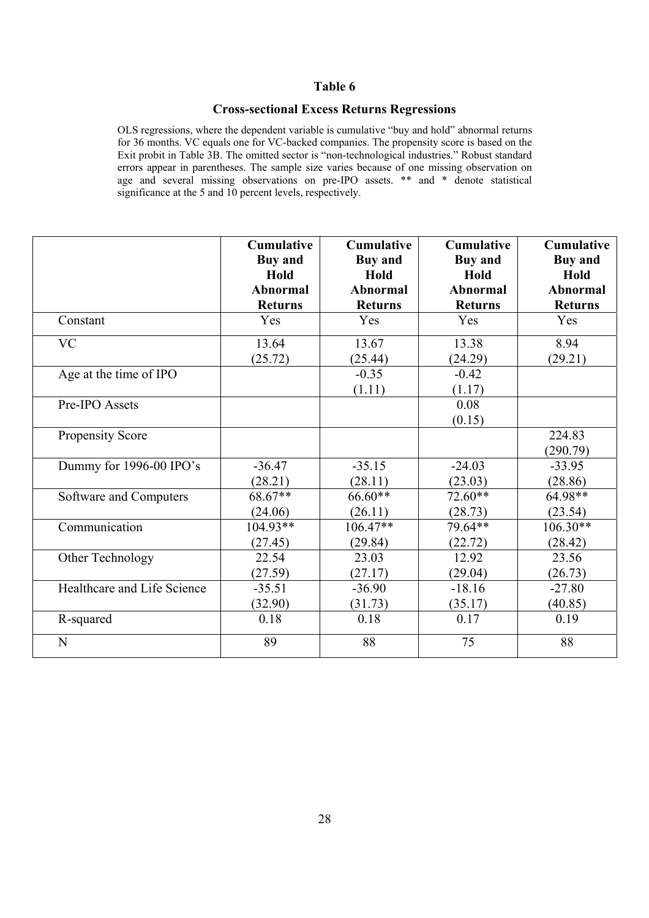## Table 6

### Cross-sectional Excess Returns Regressions

OLS regressions, where the dependent variable is cumulative "buy and hold" abnormal returns for 36 months. VC equals one for VC-backed companies. The propensity score is based on the Exit probit in Table 3B. The omitted sector is "non-technological industries." Robust standard errors appear in parentheses. The sample size varies because of one missing observation on age and several missing observations on pre-IPO assets. ** and * denote statistical significance at the 5 and 10 percent levels, respectively.

| | **Cumulative Buy and Hold Abnormal Returns** | **Cumulative Buy and Hold Abnormal Returns** | **Cumulative Buy and Hold Abnormal Returns** | **Cumulative Buy and Hold Abnormal Returns** |
|---|---|---|---|---|
| Constant | Yes | Yes | Yes | Yes |
| VC | 13.64<br>(25.72) | 13.67<br>(25.44) | 13.38<br>(24.29) | 8.94<br>(29.21) |
| Age at the time of IPO | | -0.35<br>(1.11) | -0.42<br>(1.17) | |
| Pre-IPO Assets | | | 0.08<br>(0.15) | |
| Propensity Score | | | | 224.83<br>(290.79) |
| Dummy for 1996-00 IPO's | -36.47<br>(28.21) | -35.15<br>(28.11) | -24.03<br>(23.03) | -33.95<br>(28.86) |
| Software and Computers | 68.67**<br>(24.06) | 66.60**<br>(26.11) | 72.60**<br>(28.73) | 64.98**<br>(23.54) |
| Communication | 104.93**<br>(27.45) | 106.47**<br>(29.84) | 79.64**<br>(22.72) | 106.30**<br>(28.42) |
| Other Technology | 22.54<br>(27.59) | 23.03<br>(27.17) | 12.92<br>(29.04) | 23.56<br>(26.73) |
| Healthcare and Life Science | -35.51<br>(32.90) | -36.90<br>(31.73) | -18.16<br>(35.17) | -27.80<br>(40.85) |
| R-squared | 0.18 | 0.18 | 0.17 | 0.19 |
| N | 89 | 88 | 75 | 88 |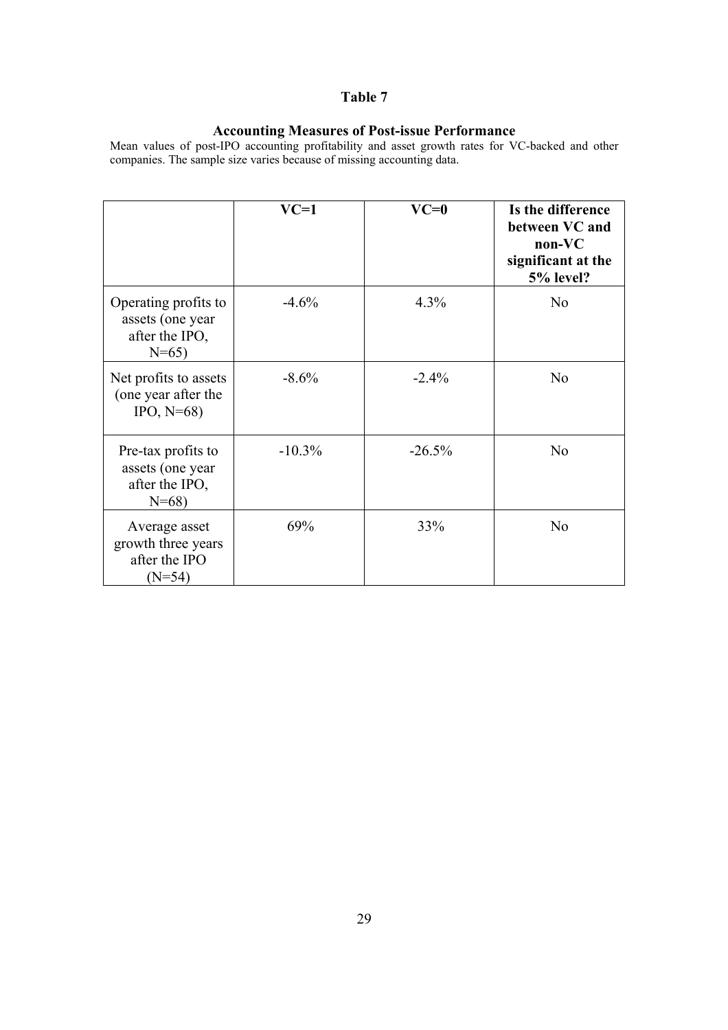# Table 7

## Accounting Measures of Post-issue Performance

Mean values of post-IPO accounting profitability and asset growth rates for VC-backed and other companies. The sample size varies because of missing accounting data.

| | VC=1 | VC=0 | Is the difference between VC and non-VC significant at the 5% level? |
|---|---|---|---|
| Operating profits to assets (one year after the IPO, N=65) | -4.6% | 4.3% | No |
| Net profits to assets (one year after the IPO, N=68) | -8.6% | -2.4% | No |
| Pre-tax profits to assets (one year after the IPO, N=68) | -10.3% | -26.5% | No |
| Average asset growth three years after the IPO (N=54) | 69% | 33% | No |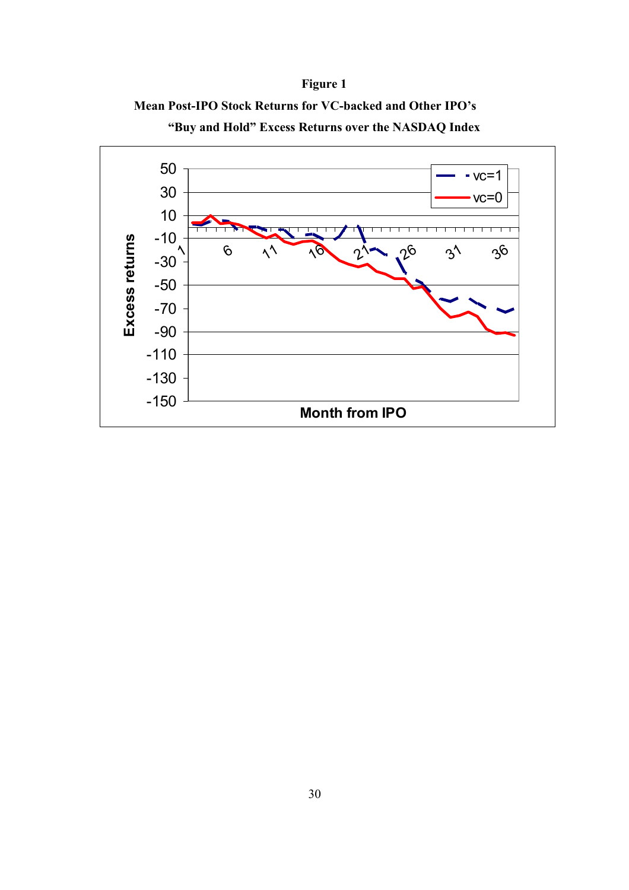**Figure 1**

**Mean Post-IPO Stock Returns for VC-backed and Other IPO's**

**"Buy and Hold" Excess Returns over the NASDAQ Index**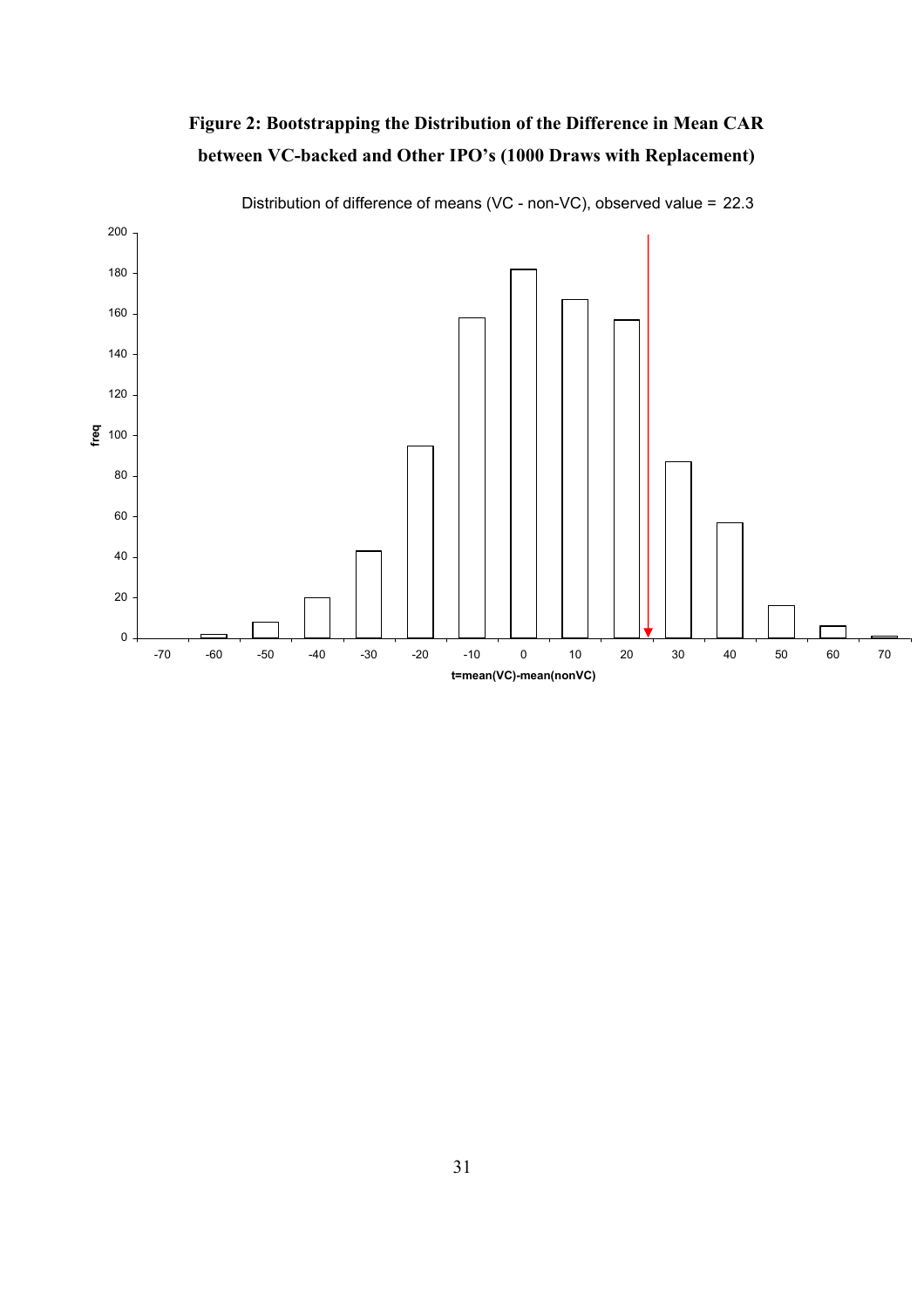**Figure 2: Bootstrapping the Distribution of the Difference in Mean CAR between VC-backed and Other IPO's (1000 Draws with Replacement)**

Distribution of difference of means (VC - non-VC), observed value = 22.3

| t=mean(VC)-mean(nonVC) | freq |
|---|---|
| -70 | 0 |
| -60 | 2 |
| -50 | 8 |
| -40 | 20 |
| -30 | 43 |
| -20 | 95 |
| -10 | 158 |
| 0 | 182 |
| 10 | 167 |
| 20 | 157 |
| 30 | 87 |
| 40 | 57 |
| 50 | 16 |
| 60 | 6 |
| 70 | 1 |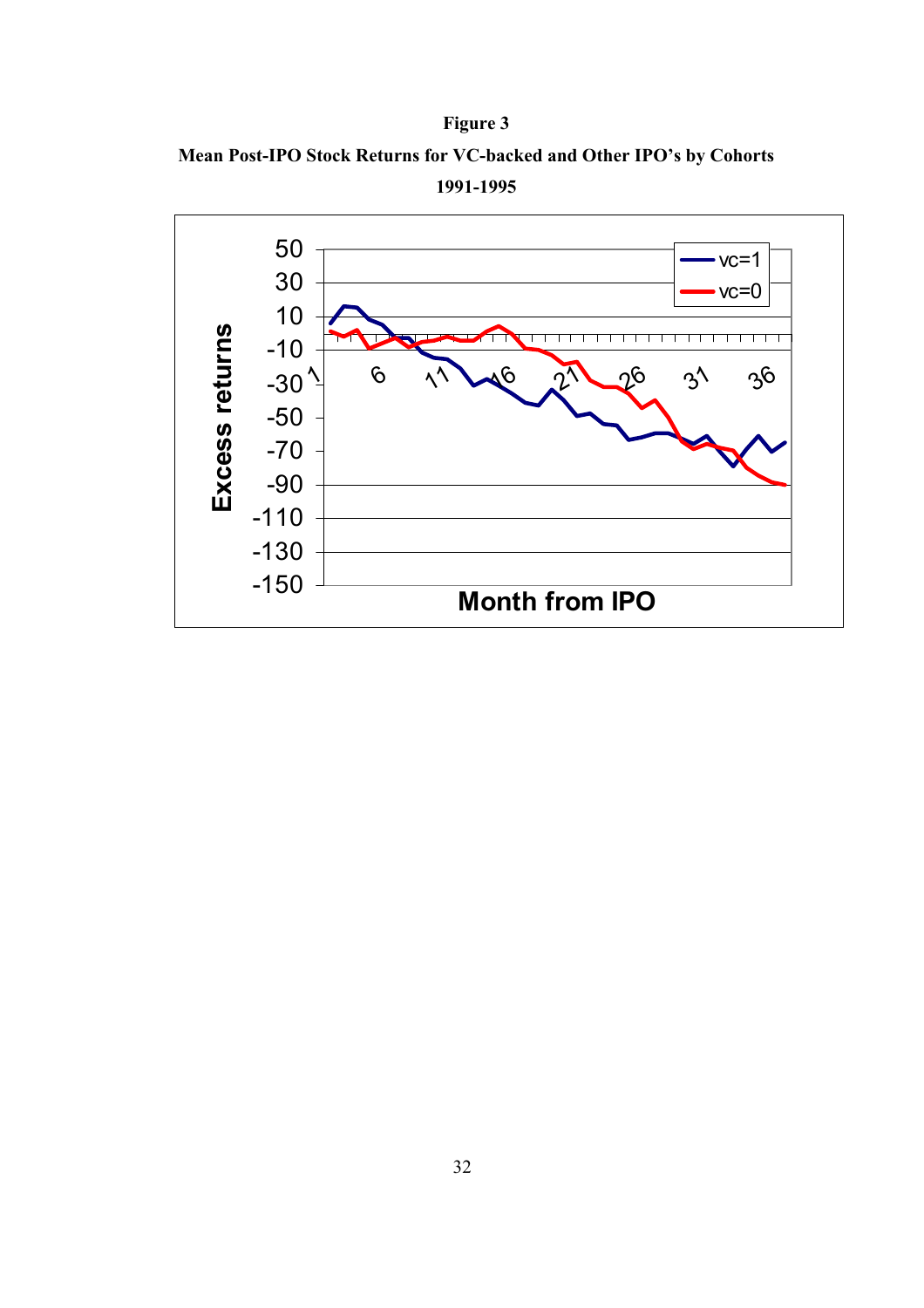**Figure 3**

**Mean Post-IPO Stock Returns for VC-backed and Other IPO's by Cohorts**

**1991-1995**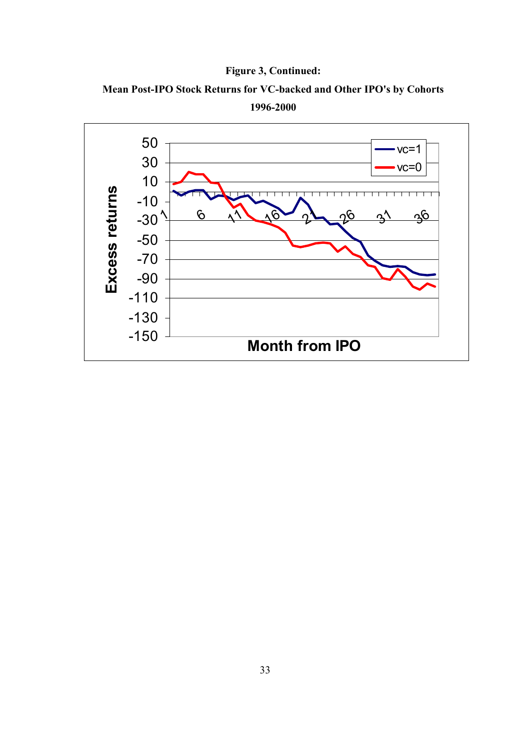**Figure 3, Continued:**

**Mean Post-IPO Stock Returns for VC-backed and Other IPO's by Cohorts**

**1996-2000**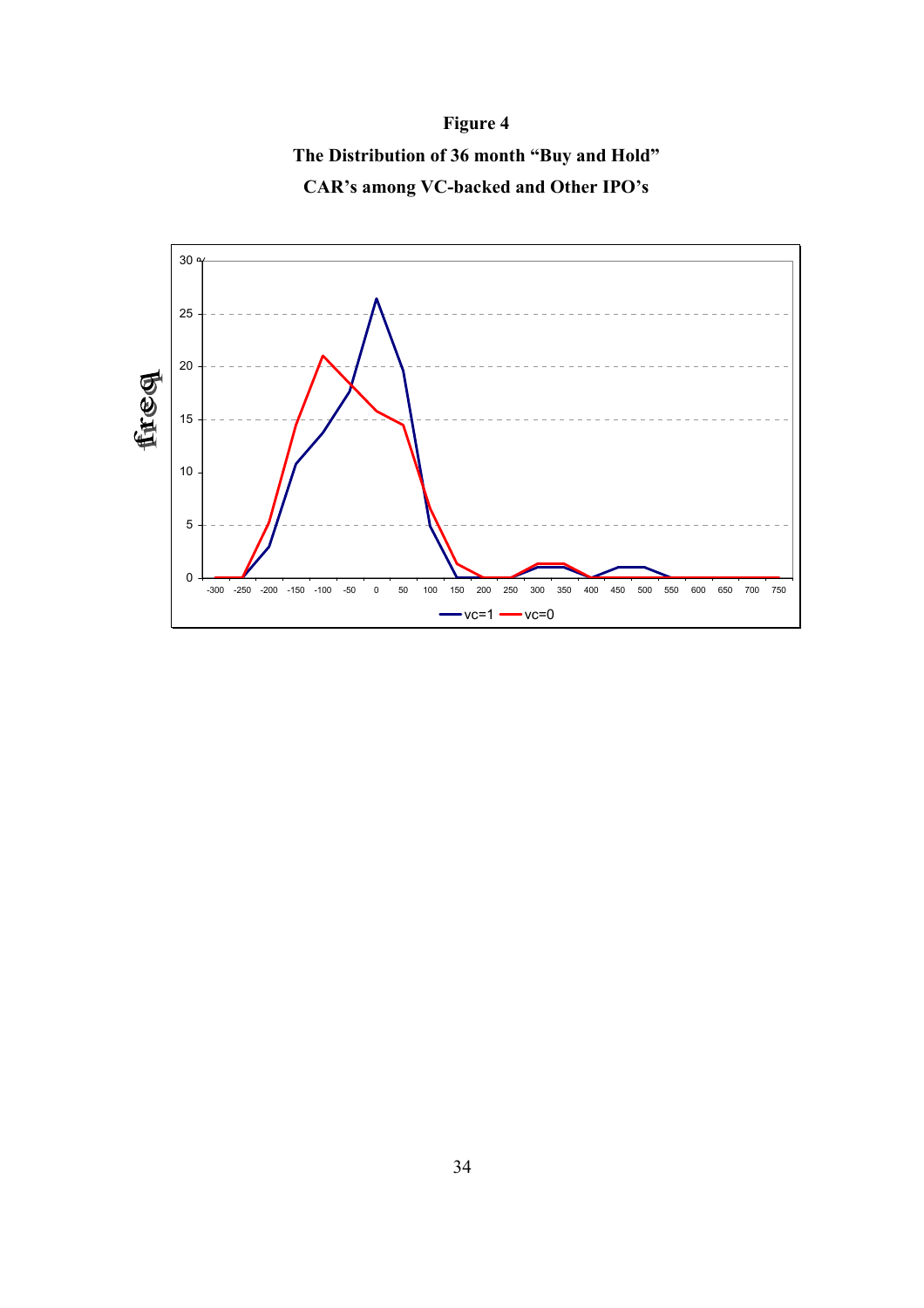**Figure 4**

**The Distribution of 36 month "Buy and Hold" CAR's among VC-backed and Other IPO's**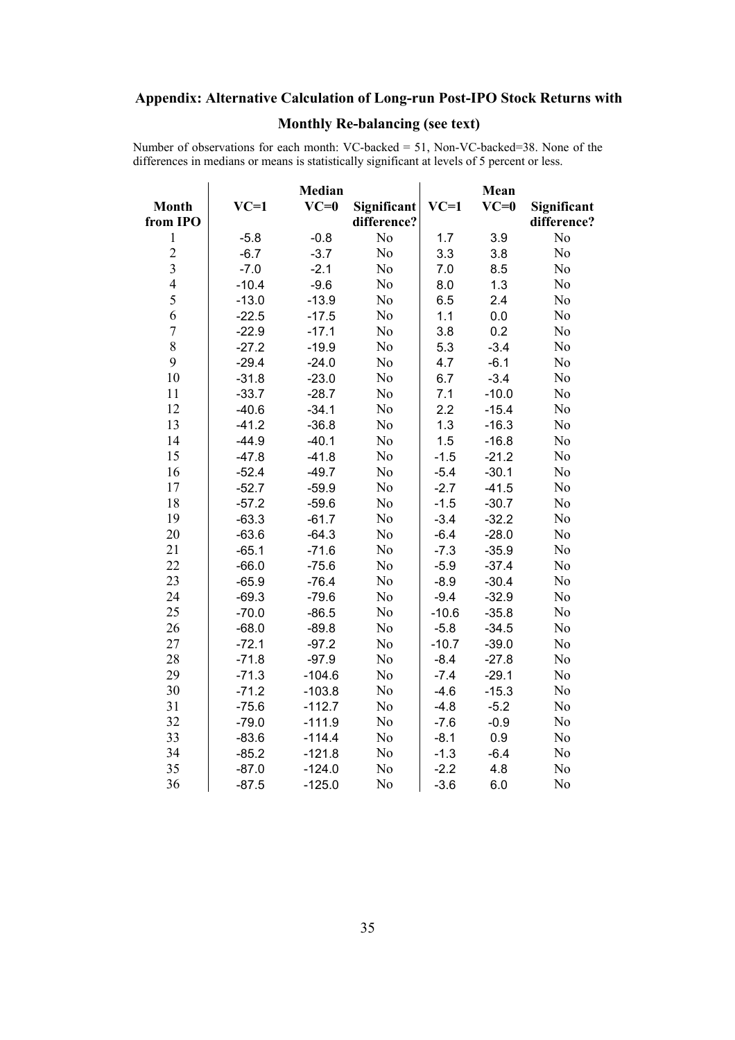## Appendix: Alternative Calculation of Long-run Post-IPO Stock Returns with Monthly Re-balancing (see text)

Number of observations for each month: VC-backed = 51, Non-VC-backed=38. None of the differences in medians or means is statistically significant at levels of 5 percent or less.

| | Median | | | Mean | | |
|---|---|---|---|---|---|---|
| Month from IPO | VC=1 | VC=0 | Significant difference? | VC=1 | VC=0 | Significant difference? |
| 1 | -5.8 | -0.8 | No | 1.7 | 3.9 | No |
| 2 | -6.7 | -3.7 | No | 3.3 | 3.8 | No |
| 3 | -7.0 | -2.1 | No | 7.0 | 8.5 | No |
| 4 | -10.4 | -9.6 | No | 8.0 | 1.3 | No |
| 5 | -13.0 | -13.9 | No | 6.5 | 2.4 | No |
| 6 | -22.5 | -17.5 | No | 1.1 | 0.0 | No |
| 7 | -22.9 | -17.1 | No | 3.8 | 0.2 | No |
| 8 | -27.2 | -19.9 | No | 5.3 | -3.4 | No |
| 9 | -29.4 | -24.0 | No | 4.7 | -6.1 | No |
| 10 | -31.8 | -23.0 | No | 6.7 | -3.4 | No |
| 11 | -33.7 | -28.7 | No | 7.1 | -10.0 | No |
| 12 | -40.6 | -34.1 | No | 2.2 | -15.4 | No |
| 13 | -41.2 | -36.8 | No | 1.3 | -16.3 | No |
| 14 | -44.9 | -40.1 | No | 1.5 | -16.8 | No |
| 15 | -47.8 | -41.8 | No | -1.5 | -21.2 | No |
| 16 | -52.4 | -49.7 | No | -5.4 | -30.1 | No |
| 17 | -52.7 | -59.9 | No | -2.7 | -41.5 | No |
| 18 | -57.2 | -59.6 | No | -1.5 | -30.7 | No |
| 19 | -63.3 | -61.7 | No | -3.4 | -32.2 | No |
| 20 | -63.6 | -64.3 | No | -6.4 | -28.0 | No |
| 21 | -65.1 | -71.6 | No | -7.3 | -35.9 | No |
| 22 | -66.0 | -75.6 | No | -5.9 | -37.4 | No |
| 23 | -65.9 | -76.4 | No | -8.9 | -30.4 | No |
| 24 | -69.3 | -79.6 | No | -9.4 | -32.9 | No |
| 25 | -70.0 | -86.5 | No | -10.6 | -35.8 | No |
| 26 | -68.0 | -89.8 | No | -5.8 | -34.5 | No |
| 27 | -72.1 | -97.2 | No | -10.7 | -39.0 | No |
| 28 | -71.8 | -97.9 | No | -8.4 | -27.8 | No |
| 29 | -71.3 | -104.6 | No | -7.4 | -29.1 | No |
| 30 | -71.2 | -103.8 | No | -4.6 | -15.3 | No |
| 31 | -75.6 | -112.7 | No | -4.8 | -5.2 | No |
| 32 | -79.0 | -111.9 | No | -7.6 | -0.9 | No |
| 33 | -83.6 | -114.4 | No | -8.1 | 0.9 | No |
| 34 | -85.2 | -121.8 | No | -1.3 | -6.4 | No |
| 35 | -87.0 | -124.0 | No | -2.2 | 4.8 | No |
| 36 | -87.5 | -125.0 | No | -3.6 | 6.0 | No |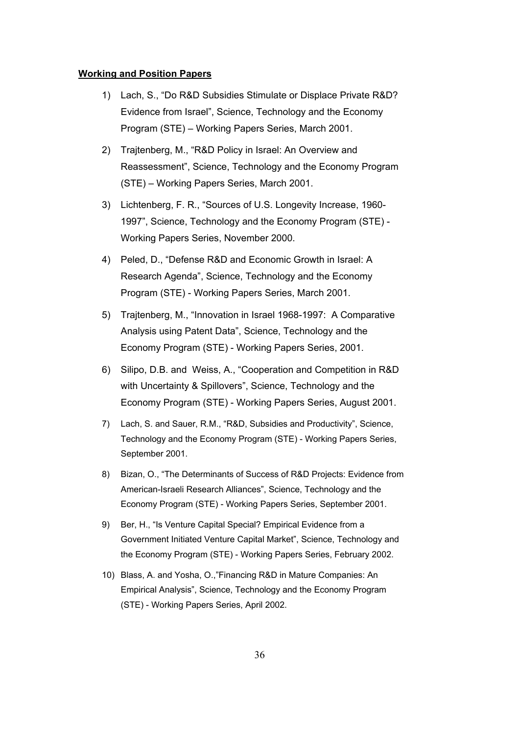**Working and Position Papers**

1) Lach, S., "Do R&D Subsidies Stimulate or Displace Private R&D? Evidence from Israel", Science, Technology and the Economy Program (STE) – Working Papers Series, March 2001.

2) Trajtenberg, M., "R&D Policy in Israel: An Overview and Reassessment", Science, Technology and the Economy Program (STE) – Working Papers Series, March 2001.

3) Lichtenberg, F. R., "Sources of U.S. Longevity Increase, 1960-1997", Science, Technology and the Economy Program (STE) - Working Papers Series, November 2000.

4) Peled, D., "Defense R&D and Economic Growth in Israel: A Research Agenda", Science, Technology and the Economy Program (STE) - Working Papers Series, March 2001.

5) Trajtenberg, M., "Innovation in Israel 1968-1997: A Comparative Analysis using Patent Data", Science, Technology and the Economy Program (STE) - Working Papers Series, 2001.

6) Silipo, D.B. and Weiss, A., "Cooperation and Competition in R&D with Uncertainty & Spillovers", Science, Technology and the Economy Program (STE) - Working Papers Series, August 2001.

7) Lach, S. and Sauer, R.M., "R&D, Subsidies and Productivity", Science, Technology and the Economy Program (STE) - Working Papers Series, September 2001.

8) Bizan, O., "The Determinants of Success of R&D Projects: Evidence from American-Israeli Research Alliances", Science, Technology and the Economy Program (STE) - Working Papers Series, September 2001.

9) Ber, H., "Is Venture Capital Special? Empirical Evidence from a Government Initiated Venture Capital Market", Science, Technology and the Economy Program (STE) - Working Papers Series, February 2002.

10) Blass, A. and Yosha, O.,"Financing R&D in Mature Companies: An Empirical Analysis", Science, Technology and the Economy Program (STE) - Working Papers Series, April 2002.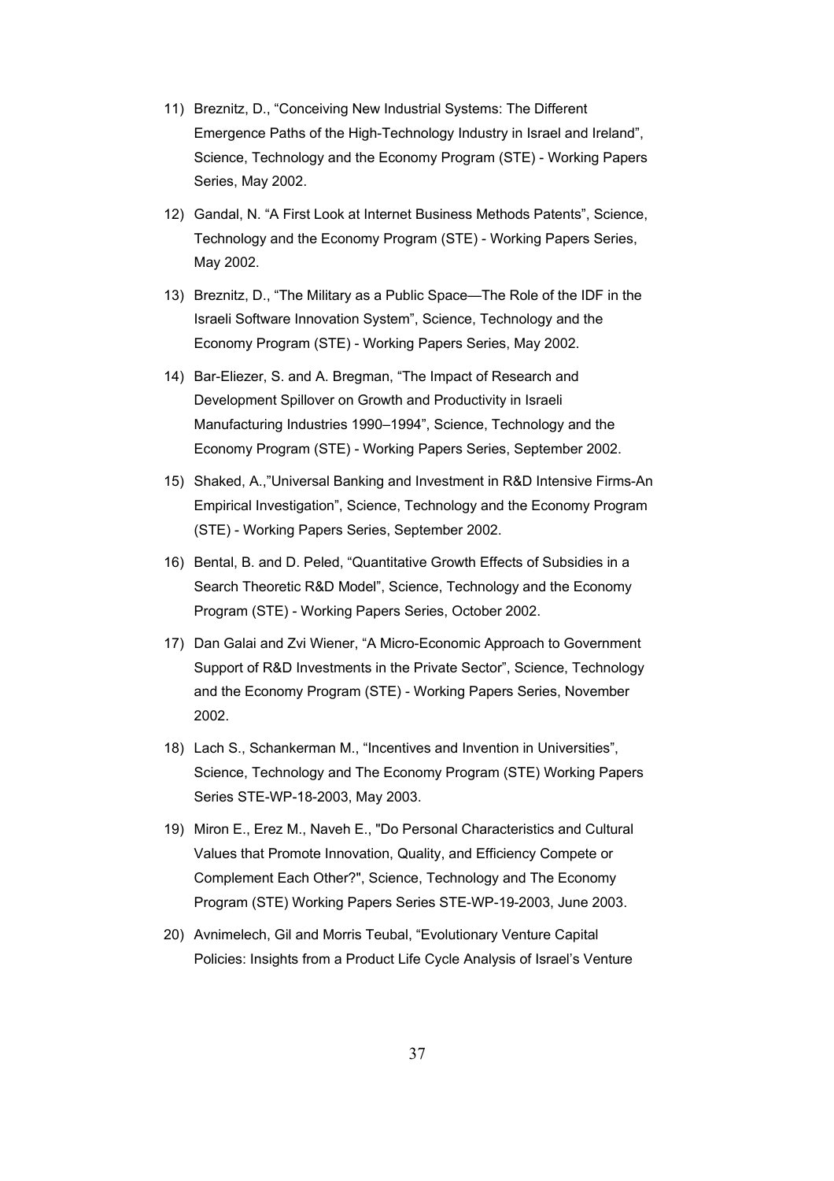11) Breznitz, D., “Conceiving New Industrial Systems: The Different Emergence Paths of the High-Technology Industry in Israel and Ireland”, Science, Technology and the Economy Program (STE) - Working Papers Series, May 2002.

12) Gandal, N. “A First Look at Internet Business Methods Patents”, Science, Technology and the Economy Program (STE) - Working Papers Series, May 2002.

13) Breznitz, D., “The Military as a Public Space—The Role of the IDF in the Israeli Software Innovation System”, Science, Technology and the Economy Program (STE) - Working Papers Series, May 2002.

14) Bar-Eliezer, S. and A. Bregman, “The Impact of Research and Development Spillover on Growth and Productivity in Israeli Manufacturing Industries 1990–1994”, Science, Technology and the Economy Program (STE) - Working Papers Series, September 2002.

15) Shaked, A.,”Universal Banking and Investment in R&D Intensive Firms-An Empirical Investigation”, Science, Technology and the Economy Program (STE) - Working Papers Series, September 2002.

16) Bental, B. and D. Peled, “Quantitative Growth Effects of Subsidies in a Search Theoretic R&D Model”, Science, Technology and the Economy Program (STE) - Working Papers Series, October 2002.

17) Dan Galai and Zvi Wiener, “A Micro-Economic Approach to Government Support of R&D Investments in the Private Sector”, Science, Technology and the Economy Program (STE) - Working Papers Series, November 2002.

18) Lach S., Schankerman M., “Incentives and Invention in Universities”, Science, Technology and The Economy Program (STE) Working Papers Series STE-WP-18-2003, May 2003.

19) Miron E., Erez M., Naveh E., "Do Personal Characteristics and Cultural Values that Promote Innovation, Quality, and Efficiency Compete or Complement Each Other?", Science, Technology and The Economy Program (STE) Working Papers Series STE-WP-19-2003, June 2003.

20) Avnimelech, Gil and Morris Teubal, “Evolutionary Venture Capital Policies: Insights from a Product Life Cycle Analysis of Israel’s Venture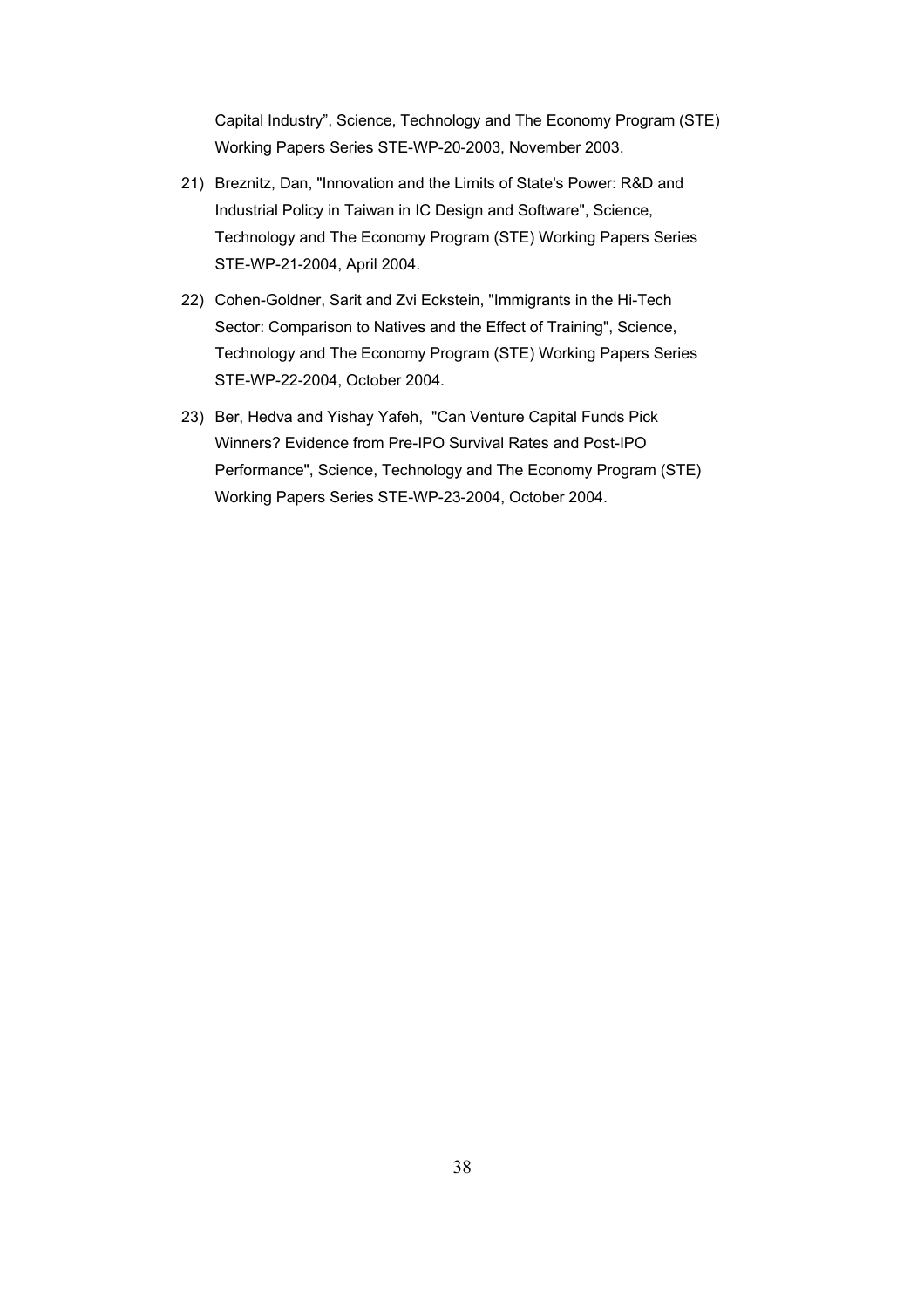Capital Industry", Science, Technology and The Economy Program (STE) Working Papers Series STE-WP-20-2003, November 2003.

21) Breznitz, Dan, "Innovation and the Limits of State's Power: R&D and Industrial Policy in Taiwan in IC Design and Software", Science, Technology and The Economy Program (STE) Working Papers Series STE-WP-21-2004, April 2004.

22) Cohen-Goldner, Sarit and Zvi Eckstein, "Immigrants in the Hi-Tech Sector: Comparison to Natives and the Effect of Training", Science, Technology and The Economy Program (STE) Working Papers Series STE-WP-22-2004, October 2004.

23) Ber, Hedva and Yishay Yafeh, "Can Venture Capital Funds Pick Winners? Evidence from Pre-IPO Survival Rates and Post-IPO Performance", Science, Technology and The Economy Program (STE) Working Papers Series STE-WP-23-2004, October 2004.